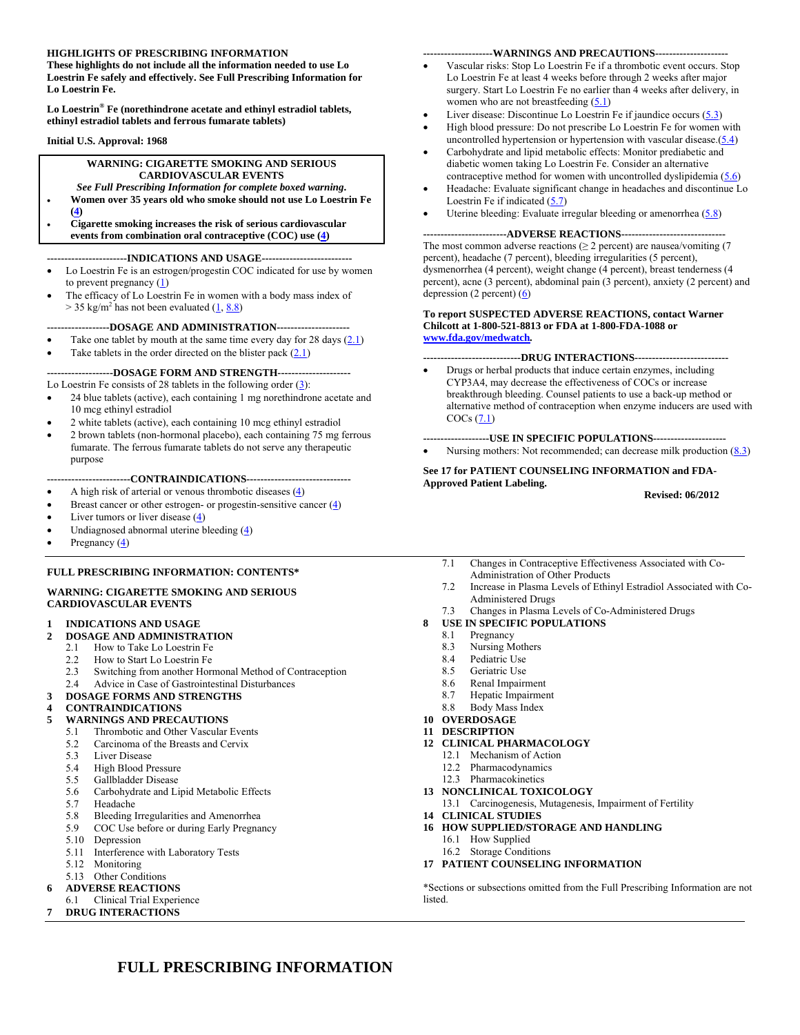**HIGHLIGHTS OF PRESCRIBING INFORMATION**
**These highlights do not include all the information needed to use Lo Loestrin Fe safely and effectively. See Full Prescribing Information for Lo Loestrin Fe.**

**Lo Loestrin® Fe (norethindrone acetate and ethinyl estradiol tablets, ethinyl estradiol tablets and ferrous fumarate tablets)**

**Initial U.S. Approval: 1968**

**WARNING: CIGARETTE SMOKING AND SERIOUS CARDIOVASCULAR EVENTS**
***See Full Prescribing Information for complete boxed warning.***

- **Women over 35 years old who smoke should not use Lo Loestrin Fe (4)**
- **Cigarette smoking increases the risk of serious cardiovascular events from combination oral contraceptive (COC) use (4)**

**----------------------INDICATIONS AND USAGE----------------------**

- Lo Loestrin Fe is an estrogen/progestin COC indicated for use by women to prevent pregnancy (1)
- The efficacy of Lo Loestrin Fe in women with a body mass index of > 35 kg/m² has not been evaluated (1, 8.8)

**------------------DOSAGE AND ADMINISTRATION------------------**

- Take one tablet by mouth at the same time every day for 28 days (2.1)
- Take tablets in the order directed on the blister pack (2.1)

**------------------DOSAGE FORM AND STRENGTH------------------**

Lo Loestrin Fe consists of 28 tablets in the following order (3):

- 24 blue tablets (active), each containing 1 mg norethindrone acetate and 10 mcg ethinyl estradiol
- 2 white tablets (active), each containing 10 mcg ethinyl estradiol
- 2 brown tablets (non-hormonal placebo), each containing 75 mg ferrous fumarate. The ferrous fumarate tablets do not serve any therapeutic purpose

**----------------------CONTRAINDICATIONS----------------------**

- A high risk of arterial or venous thrombotic diseases (4)
- Breast cancer or other estrogen- or progestin-sensitive cancer (4)
- Liver tumors or liver disease (4)
- Undiagnosed abnormal uterine bleeding (4)
- Pregnancy (4)

**------------------WARNINGS AND PRECAUTIONS------------------**

- Vascular risks: Stop Lo Loestrin Fe if a thrombotic event occurs. Stop Lo Loestrin Fe at least 4 weeks before through 2 weeks after major surgery. Start Lo Loestrin Fe no earlier than 4 weeks after delivery, in women who are not breastfeeding (5.1)
- Liver disease: Discontinue Lo Loestrin Fe if jaundice occurs (5.3)
- High blood pressure: Do not prescribe Lo Loestrin Fe for women with uncontrolled hypertension or hypertension with vascular disease.(5.4)
- Carbohydrate and lipid metabolic effects: Monitor prediabetic and diabetic women taking Lo Loestrin Fe. Consider an alternative contraceptive method for women with uncontrolled dyslipidemia (5.6)
- Headache: Evaluate significant change in headaches and discontinue Lo Loestrin Fe if indicated (5.7)
- Uterine bleeding: Evaluate irregular bleeding or amenorrhea (5.8)

**----------------------ADVERSE REACTIONS----------------------**

The most common adverse reactions (≥ 2 percent) are nausea/vomiting (7 percent), headache (7 percent), bleeding irregularities (5 percent), dysmenorrhea (4 percent), weight change (4 percent), breast tenderness (4 percent), acne (3 percent), abdominal pain (3 percent), anxiety (2 percent) and depression (2 percent) (6)

**To report SUSPECTED ADVERSE REACTIONS, contact Warner Chilcott at 1-800-521-8813 or FDA at 1-800-FDA-1088 or www.fda.gov/medwatch.**

**----------------------DRUG INTERACTIONS----------------------**

- Drugs or herbal products that induce certain enzymes, including CYP3A4, may decrease the effectiveness of COCs or increase breakthrough bleeding. Counsel patients to use a back-up method or alternative method of contraception when enzyme inducers are used with COCs (7.1)

**------------------USE IN SPECIFIC POPULATIONS------------------**

- Nursing mothers: Not recommended; can decrease milk production (8.3)

**See 17 for PATIENT COUNSELING INFORMATION and FDA-Approved Patient Labeling.**

**Revised: 06/2012**

**FULL PRESCRIBING INFORMATION: CONTENTS***

**WARNING: CIGARETTE SMOKING AND SERIOUS CARDIOVASCULAR EVENTS**

**1 INDICATIONS AND USAGE**
**2 DOSAGE AND ADMINISTRATION**
- 2.1 How to Take Lo Loestrin Fe
- 2.2 How to Start Lo Loestrin Fe
- 2.3 Switching from another Hormonal Method of Contraception
- 2.4 Advice in Case of Gastrointestinal Disturbances

**3 DOSAGE FORMS AND STRENGTHS**
**4 CONTRAINDICATIONS**
**5 WARNINGS AND PRECAUTIONS**
- 5.1 Thrombotic and Other Vascular Events
- 5.2 Carcinoma of the Breasts and Cervix
- 5.3 Liver Disease
- 5.4 High Blood Pressure
- 5.5 Gallbladder Disease
- 5.6 Carbohydrate and Lipid Metabolic Effects
- 5.7 Headache
- 5.8 Bleeding Irregularities and Amenorrhea
- 5.9 COC Use before or during Early Pregnancy
- 5.10 Depression
- 5.11 Interference with Laboratory Tests
- 5.12 Monitoring
- 5.13 Other Conditions

**6 ADVERSE REACTIONS**
- 6.1 Clinical Trial Experience

**7 DRUG INTERACTIONS**
- 7.1 Changes in Contraceptive Effectiveness Associated with Co-Administration of Other Products
- 7.2 Increase in Plasma Levels of Ethinyl Estradiol Associated with Co-Administered Drugs
- 7.3 Changes in Plasma Levels of Co-Administered Drugs

**8 USE IN SPECIFIC POPULATIONS**
- 8.1 Pregnancy
- 8.3 Nursing Mothers
- 8.4 Pediatric Use
- 8.5 Geriatric Use
- 8.6 Renal Impairment
- 8.7 Hepatic Impairment
- 8.8 Body Mass Index

**10 OVERDOSAGE**
**11 DESCRIPTION**
**12 CLINICAL PHARMACOLOGY**
- 12.1 Mechanism of Action
- 12.2 Pharmacodynamics
- 12.3 Pharmacokinetics

**13 NONCLINICAL TOXICOLOGY**
- 13.1 Carcinogenesis, Mutagenesis, Impairment of Fertility

**14 CLINICAL STUDIES**
**16 HOW SUPPLIED/STORAGE AND HANDLING**
- 16.1 How Supplied
- 16.2 Storage Conditions

**17 PATIENT COUNSELING INFORMATION**

*Sections or subsections omitted from the Full Prescribing Information are not listed.

# FULL PRESCRIBING INFORMATION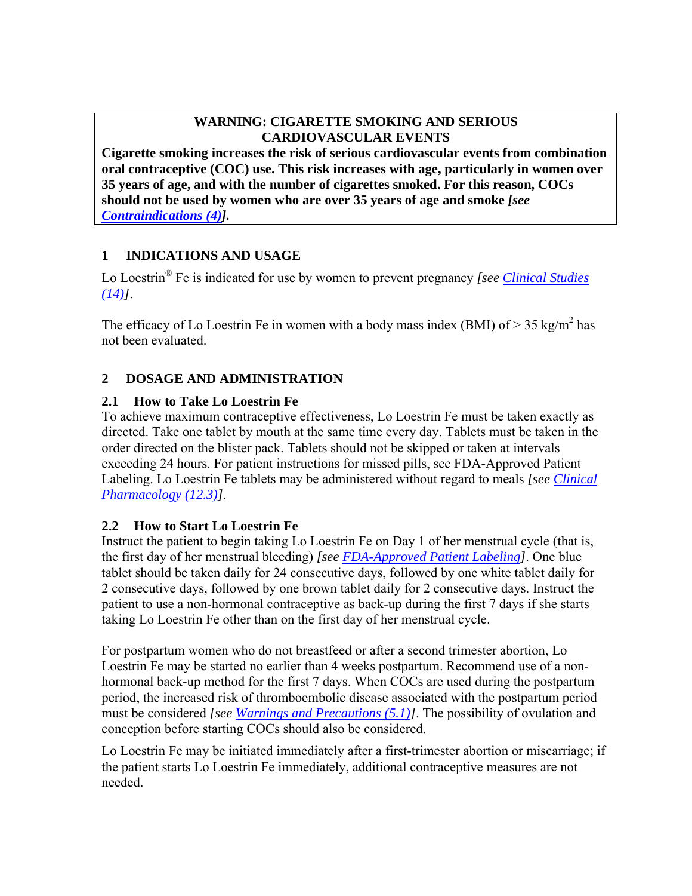**WARNING: CIGARETTE SMOKING AND SERIOUS CARDIOVASCULAR EVENTS**

**Cigarette smoking increases the risk of serious cardiovascular events from combination oral contraceptive (COC) use. This risk increases with age, particularly in women over 35 years of age, and with the number of cigarettes smoked. For this reason, COCs should not be used by women who are over 35 years of age and smoke *[see Contraindications (4)]*.**

## 1 INDICATIONS AND USAGE

Lo Loestrin® Fe is indicated for use by women to prevent pregnancy *[see Clinical Studies (14)]*.

The efficacy of Lo Loestrin Fe in women with a body mass index (BMI) of > 35 kg/m$^2$ has not been evaluated.

## 2 DOSAGE AND ADMINISTRATION

### 2.1 How to Take Lo Loestrin Fe

To achieve maximum contraceptive effectiveness, Lo Loestrin Fe must be taken exactly as directed. Take one tablet by mouth at the same time every day. Tablets must be taken in the order directed on the blister pack. Tablets should not be skipped or taken at intervals exceeding 24 hours. For patient instructions for missed pills, see FDA-Approved Patient Labeling. Lo Loestrin Fe tablets may be administered without regard to meals *[see Clinical Pharmacology (12.3)]*.

### 2.2 How to Start Lo Loestrin Fe

Instruct the patient to begin taking Lo Loestrin Fe on Day 1 of her menstrual cycle (that is, the first day of her menstrual bleeding) *[see FDA-Approved Patient Labeling]*. One blue tablet should be taken daily for 24 consecutive days, followed by one white tablet daily for 2 consecutive days, followed by one brown tablet daily for 2 consecutive days. Instruct the patient to use a non-hormonal contraceptive as back-up during the first 7 days if she starts taking Lo Loestrin Fe other than on the first day of her menstrual cycle.

For postpartum women who do not breastfeed or after a second trimester abortion, Lo Loestrin Fe may be started no earlier than 4 weeks postpartum. Recommend use of a non-hormonal back-up method for the first 7 days. When COCs are used during the postpartum period, the increased risk of thromboembolic disease associated with the postpartum period must be considered *[see Warnings and Precautions (5.1)]*. The possibility of ovulation and conception before starting COCs should also be considered.

Lo Loestrin Fe may be initiated immediately after a first-trimester abortion or miscarriage; if the patient starts Lo Loestrin Fe immediately, additional contraceptive measures are not needed.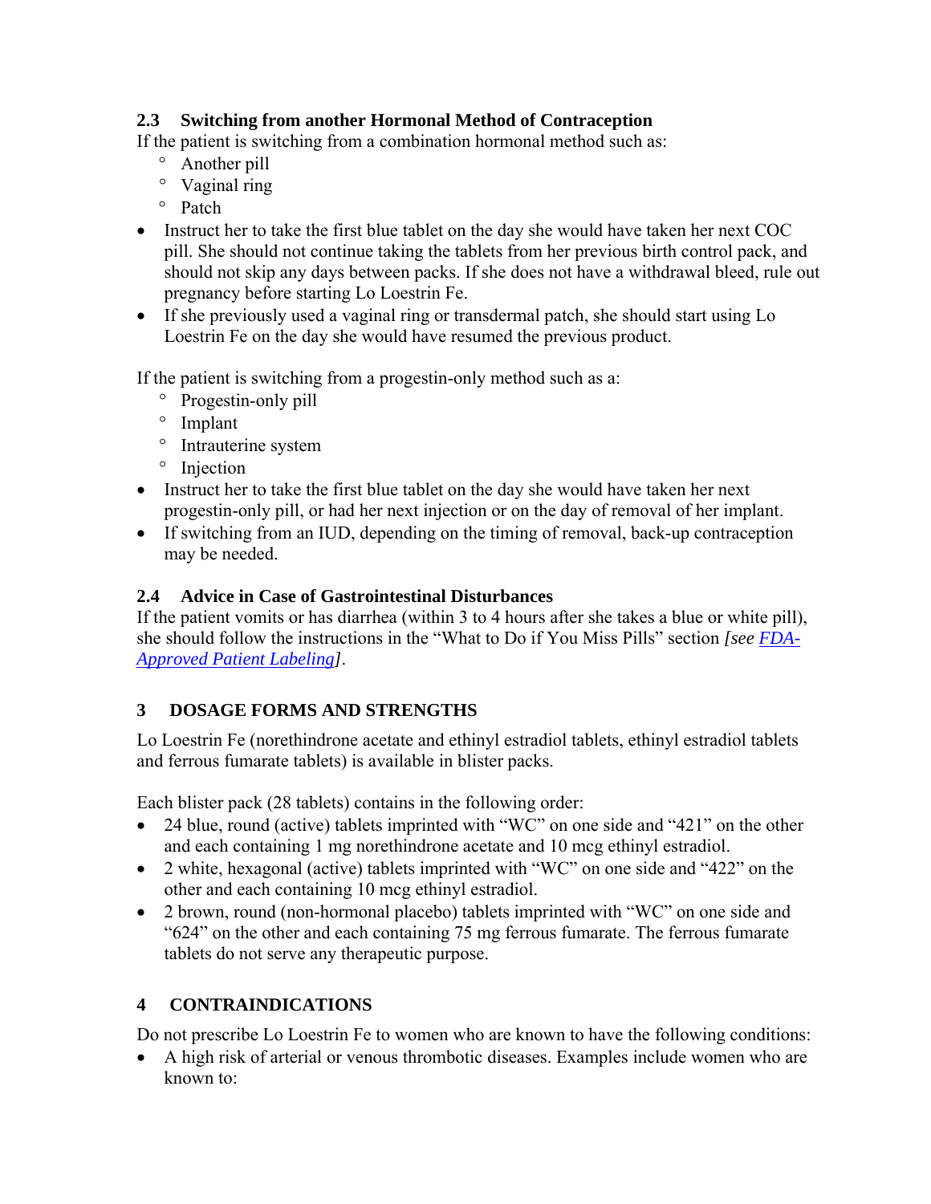### 2.3 Switching from another Hormonal Method of Contraception

If the patient is switching from a combination hormonal method such as:

- Another pill
- Vaginal ring
- Patch

- Instruct her to take the first blue tablet on the day she would have taken her next COC pill. She should not continue taking the tablets from her previous birth control pack, and should not skip any days between packs. If she does not have a withdrawal bleed, rule out pregnancy before starting Lo Loestrin Fe.
- If she previously used a vaginal ring or transdermal patch, she should start using Lo Loestrin Fe on the day she would have resumed the previous product.

If the patient is switching from a progestin-only method such as a:

- Progestin-only pill
- Implant
- Intrauterine system
- Injection

- Instruct her to take the first blue tablet on the day she would have taken her next progestin-only pill, or had her next injection or on the day of removal of her implant.
- If switching from an IUD, depending on the timing of removal, back-up contraception may be needed.

### 2.4 Advice in Case of Gastrointestinal Disturbances

If the patient vomits or has diarrhea (within 3 to 4 hours after she takes a blue or white pill), she should follow the instructions in the "What to Do if You Miss Pills" section *[see FDA-Approved Patient Labeling]*.

## 3 DOSAGE FORMS AND STRENGTHS

Lo Loestrin Fe (norethindrone acetate and ethinyl estradiol tablets, ethinyl estradiol tablets and ferrous fumarate tablets) is available in blister packs.

Each blister pack (28 tablets) contains in the following order:

- 24 blue, round (active) tablets imprinted with "WC" on one side and "421" on the other and each containing 1 mg norethindrone acetate and 10 mcg ethinyl estradiol.
- 2 white, hexagonal (active) tablets imprinted with "WC" on one side and "422" on the other and each containing 10 mcg ethinyl estradiol.
- 2 brown, round (non-hormonal placebo) tablets imprinted with "WC" on one side and "624" on the other and each containing 75 mg ferrous fumarate. The ferrous fumarate tablets do not serve any therapeutic purpose.

## 4 CONTRAINDICATIONS

Do not prescribe Lo Loestrin Fe to women who are known to have the following conditions:

- A high risk of arterial or venous thrombotic diseases. Examples include women who are known to: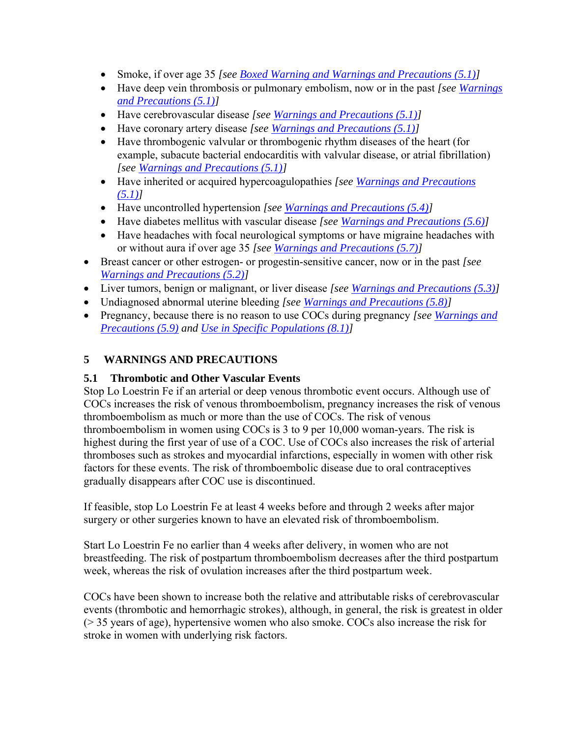- Smoke, if over age 35 *[see Boxed Warning and Warnings and Precautions (5.1)]*
  - Have deep vein thrombosis or pulmonary embolism, now or in the past *[see Warnings and Precautions (5.1)]*
  - Have cerebrovascular disease *[see Warnings and Precautions (5.1)]*
  - Have coronary artery disease *[see Warnings and Precautions (5.1)]*
  - Have thrombogenic valvular or thrombogenic rhythm diseases of the heart (for example, subacute bacterial endocarditis with valvular disease, or atrial fibrillation) *[see Warnings and Precautions (5.1)]*
  - Have inherited or acquired hypercoagulopathies *[see Warnings and Precautions (5.1)]*
  - Have uncontrolled hypertension *[see Warnings and Precautions (5.4)]*
  - Have diabetes mellitus with vascular disease *[see Warnings and Precautions (5.6)]*
  - Have headaches with focal neurological symptoms or have migraine headaches with or without aura if over age 35 *[see Warnings and Precautions (5.7)]*
- Breast cancer or other estrogen- or progestin-sensitive cancer, now or in the past *[see Warnings and Precautions (5.2)]*
- Liver tumors, benign or malignant, or liver disease *[see Warnings and Precautions (5.3)]*
- Undiagnosed abnormal uterine bleeding *[see Warnings and Precautions (5.8)]*
- Pregnancy, because there is no reason to use COCs during pregnancy *[see Warnings and Precautions (5.9) and Use in Specific Populations (8.1)]*

## 5 WARNINGS AND PRECAUTIONS

### 5.1 Thrombotic and Other Vascular Events

Stop Lo Loestrin Fe if an arterial or deep venous thrombotic event occurs. Although use of COCs increases the risk of venous thromboembolism, pregnancy increases the risk of venous thromboembolism as much or more than the use of COCs. The risk of venous thromboembolism in women using COCs is 3 to 9 per 10,000 woman-years. The risk is highest during the first year of use of a COC. Use of COCs also increases the risk of arterial thromboses such as strokes and myocardial infarctions, especially in women with other risk factors for these events. The risk of thromboembolic disease due to oral contraceptives gradually disappears after COC use is discontinued.

If feasible, stop Lo Loestrin Fe at least 4 weeks before and through 2 weeks after major surgery or other surgeries known to have an elevated risk of thromboembolism.

Start Lo Loestrin Fe no earlier than 4 weeks after delivery, in women who are not breastfeeding. The risk of postpartum thromboembolism decreases after the third postpartum week, whereas the risk of ovulation increases after the third postpartum week.

COCs have been shown to increase both the relative and attributable risks of cerebrovascular events (thrombotic and hemorrhagic strokes), although, in general, the risk is greatest in older (> 35 years of age), hypertensive women who also smoke. COCs also increase the risk for stroke in women with underlying risk factors.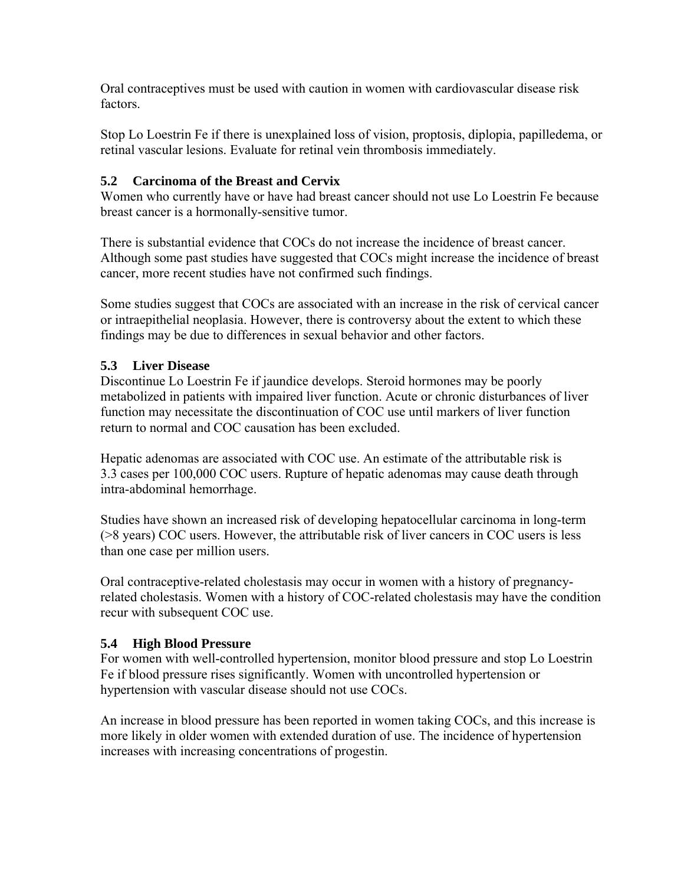Oral contraceptives must be used with caution in women with cardiovascular disease risk factors.

Stop Lo Loestrin Fe if there is unexplained loss of vision, proptosis, diplopia, papilledema, or retinal vascular lesions. Evaluate for retinal vein thrombosis immediately.

### 5.2 Carcinoma of the Breast and Cervix

Women who currently have or have had breast cancer should not use Lo Loestrin Fe because breast cancer is a hormonally-sensitive tumor.

There is substantial evidence that COCs do not increase the incidence of breast cancer. Although some past studies have suggested that COCs might increase the incidence of breast cancer, more recent studies have not confirmed such findings.

Some studies suggest that COCs are associated with an increase in the risk of cervical cancer or intraepithelial neoplasia. However, there is controversy about the extent to which these findings may be due to differences in sexual behavior and other factors.

### 5.3 Liver Disease

Discontinue Lo Loestrin Fe if jaundice develops. Steroid hormones may be poorly metabolized in patients with impaired liver function. Acute or chronic disturbances of liver function may necessitate the discontinuation of COC use until markers of liver function return to normal and COC causation has been excluded.

Hepatic adenomas are associated with COC use. An estimate of the attributable risk is 3.3 cases per 100,000 COC users. Rupture of hepatic adenomas may cause death through intra-abdominal hemorrhage.

Studies have shown an increased risk of developing hepatocellular carcinoma in long-term (>8 years) COC users. However, the attributable risk of liver cancers in COC users is less than one case per million users.

Oral contraceptive-related cholestasis may occur in women with a history of pregnancy-related cholestasis. Women with a history of COC-related cholestasis may have the condition recur with subsequent COC use.

### 5.4 High Blood Pressure

For women with well-controlled hypertension, monitor blood pressure and stop Lo Loestrin Fe if blood pressure rises significantly. Women with uncontrolled hypertension or hypertension with vascular disease should not use COCs.

An increase in blood pressure has been reported in women taking COCs, and this increase is more likely in older women with extended duration of use. The incidence of hypertension increases with increasing concentrations of progestin.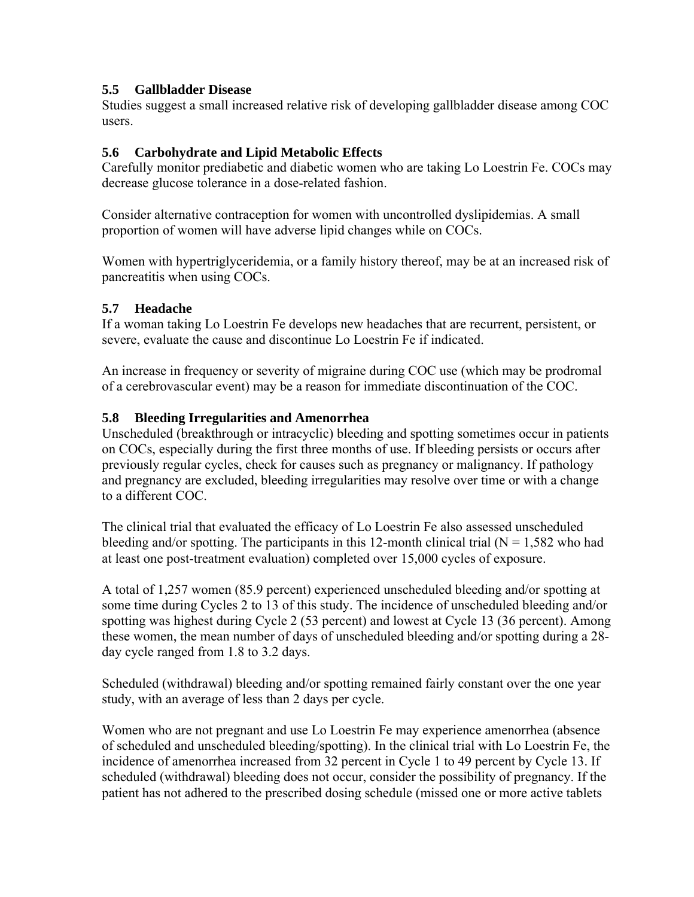### 5.5 Gallbladder Disease

Studies suggest a small increased relative risk of developing gallbladder disease among COC users.

### 5.6 Carbohydrate and Lipid Metabolic Effects

Carefully monitor prediabetic and diabetic women who are taking Lo Loestrin Fe. COCs may decrease glucose tolerance in a dose-related fashion.

Consider alternative contraception for women with uncontrolled dyslipidemias. A small proportion of women will have adverse lipid changes while on COCs.

Women with hypertriglyceridemia, or a family history thereof, may be at an increased risk of pancreatitis when using COCs.

### 5.7 Headache

If a woman taking Lo Loestrin Fe develops new headaches that are recurrent, persistent, or severe, evaluate the cause and discontinue Lo Loestrin Fe if indicated.

An increase in frequency or severity of migraine during COC use (which may be prodromal of a cerebrovascular event) may be a reason for immediate discontinuation of the COC.

### 5.8 Bleeding Irregularities and Amenorrhea

Unscheduled (breakthrough or intracyclic) bleeding and spotting sometimes occur in patients on COCs, especially during the first three months of use. If bleeding persists or occurs after previously regular cycles, check for causes such as pregnancy or malignancy. If pathology and pregnancy are excluded, bleeding irregularities may resolve over time or with a change to a different COC.

The clinical trial that evaluated the efficacy of Lo Loestrin Fe also assessed unscheduled bleeding and/or spotting. The participants in this 12-month clinical trial (N = 1,582 who had at least one post-treatment evaluation) completed over 15,000 cycles of exposure.

A total of 1,257 women (85.9 percent) experienced unscheduled bleeding and/or spotting at some time during Cycles 2 to 13 of this study. The incidence of unscheduled bleeding and/or spotting was highest during Cycle 2 (53 percent) and lowest at Cycle 13 (36 percent). Among these women, the mean number of days of unscheduled bleeding and/or spotting during a 28-day cycle ranged from 1.8 to 3.2 days.

Scheduled (withdrawal) bleeding and/or spotting remained fairly constant over the one year study, with an average of less than 2 days per cycle.

Women who are not pregnant and use Lo Loestrin Fe may experience amenorrhea (absence of scheduled and unscheduled bleeding/spotting). In the clinical trial with Lo Loestrin Fe, the incidence of amenorrhea increased from 32 percent in Cycle 1 to 49 percent by Cycle 13. If scheduled (withdrawal) bleeding does not occur, consider the possibility of pregnancy. If the patient has not adhered to the prescribed dosing schedule (missed one or more active tablets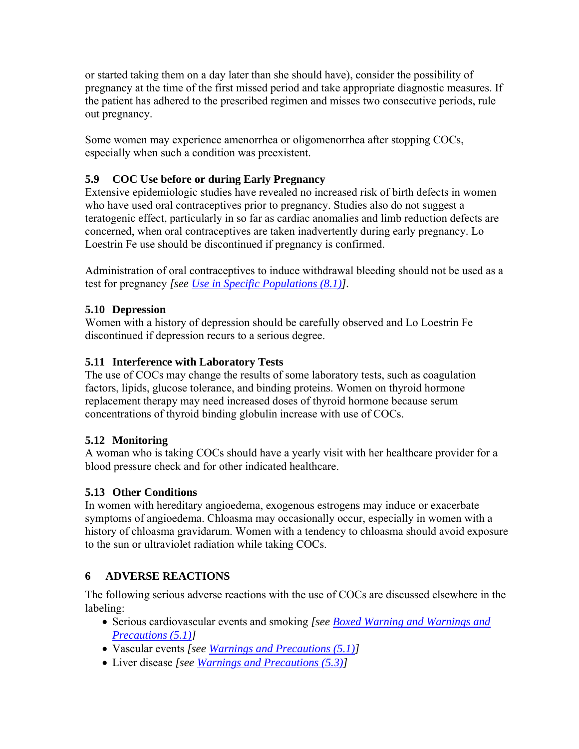or started taking them on a day later than she should have), consider the possibility of pregnancy at the time of the first missed period and take appropriate diagnostic measures. If the patient has adhered to the prescribed regimen and misses two consecutive periods, rule out pregnancy.

Some women may experience amenorrhea or oligomenorrhea after stopping COCs, especially when such a condition was preexistent.

### 5.9 COC Use before or during Early Pregnancy

Extensive epidemiologic studies have revealed no increased risk of birth defects in women who have used oral contraceptives prior to pregnancy. Studies also do not suggest a teratogenic effect, particularly in so far as cardiac anomalies and limb reduction defects are concerned, when oral contraceptives are taken inadvertently during early pregnancy. Lo Loestrin Fe use should be discontinued if pregnancy is confirmed.

Administration of oral contraceptives to induce withdrawal bleeding should not be used as a test for pregnancy *[see Use in Specific Populations (8.1)]*.

### 5.10 Depression

Women with a history of depression should be carefully observed and Lo Loestrin Fe discontinued if depression recurs to a serious degree.

### 5.11 Interference with Laboratory Tests

The use of COCs may change the results of some laboratory tests, such as coagulation factors, lipids, glucose tolerance, and binding proteins. Women on thyroid hormone replacement therapy may need increased doses of thyroid hormone because serum concentrations of thyroid binding globulin increase with use of COCs.

### 5.12 Monitoring

A woman who is taking COCs should have a yearly visit with her healthcare provider for a blood pressure check and for other indicated healthcare.

### 5.13 Other Conditions

In women with hereditary angioedema, exogenous estrogens may induce or exacerbate symptoms of angioedema. Chloasma may occasionally occur, especially in women with a history of chloasma gravidarum. Women with a tendency to chloasma should avoid exposure to the sun or ultraviolet radiation while taking COCs.

## 6 ADVERSE REACTIONS

The following serious adverse reactions with the use of COCs are discussed elsewhere in the labeling:

- Serious cardiovascular events and smoking *[see Boxed Warning and Warnings and Precautions (5.1)]*
- Vascular events *[see Warnings and Precautions (5.1)]*
- Liver disease *[see Warnings and Precautions (5.3)]*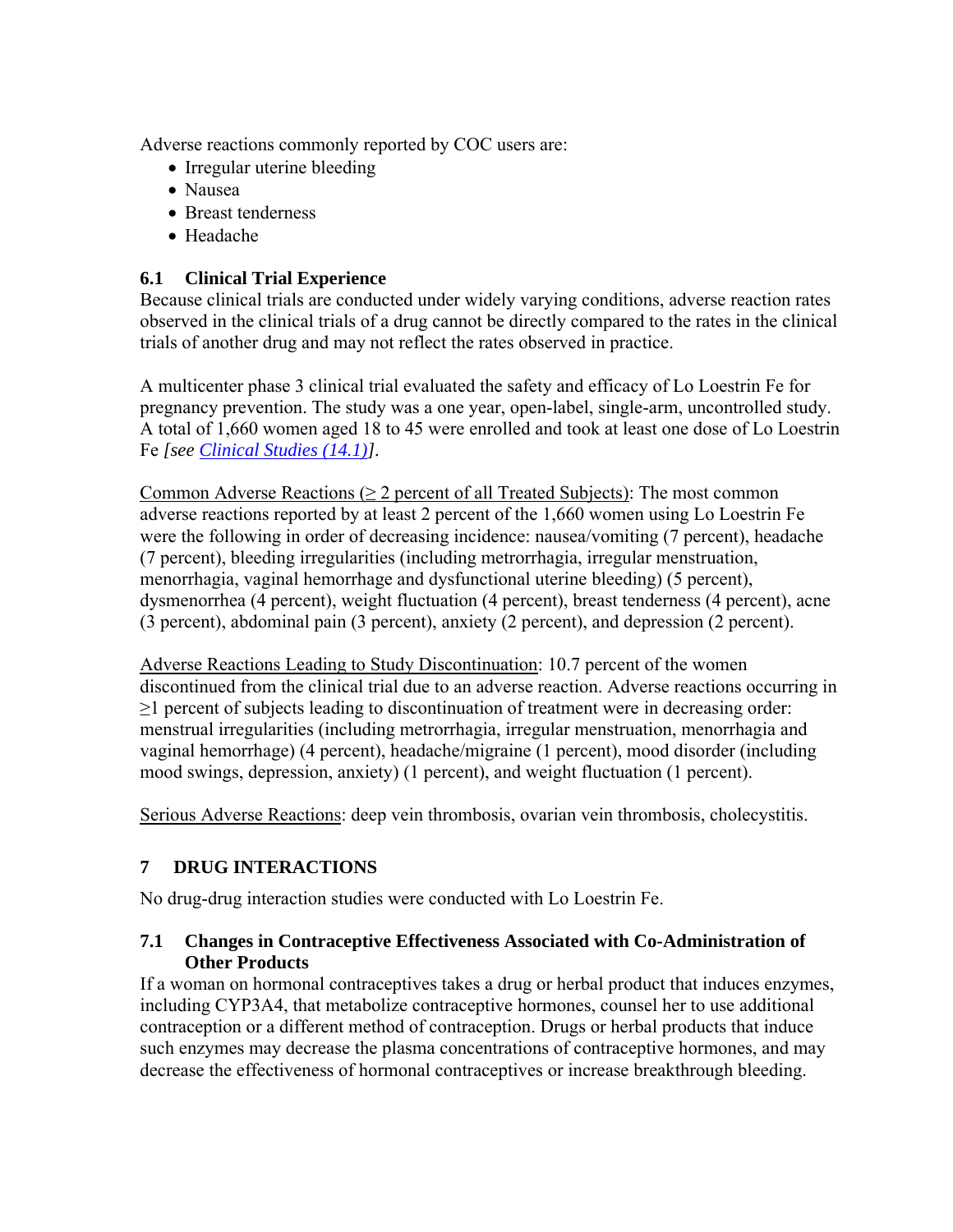Adverse reactions commonly reported by COC users are:

- Irregular uterine bleeding
- Nausea
- Breast tenderness
- Headache

### 6.1 Clinical Trial Experience

Because clinical trials are conducted under widely varying conditions, adverse reaction rates observed in the clinical trials of a drug cannot be directly compared to the rates in the clinical trials of another drug and may not reflect the rates observed in practice.

A multicenter phase 3 clinical trial evaluated the safety and efficacy of Lo Loestrin Fe for pregnancy prevention. The study was a one year, open-label, single-arm, uncontrolled study. A total of 1,660 women aged 18 to 45 were enrolled and took at least one dose of Lo Loestrin Fe *[see Clinical Studies (14.1)]*.

Common Adverse Reactions (≥ 2 percent of all Treated Subjects): The most common adverse reactions reported by at least 2 percent of the 1,660 women using Lo Loestrin Fe were the following in order of decreasing incidence: nausea/vomiting (7 percent), headache (7 percent), bleeding irregularities (including metrorrhagia, irregular menstruation, menorrhagia, vaginal hemorrhage and dysfunctional uterine bleeding) (5 percent), dysmenorrhea (4 percent), weight fluctuation (4 percent), breast tenderness (4 percent), acne (3 percent), abdominal pain (3 percent), anxiety (2 percent), and depression (2 percent).

Adverse Reactions Leading to Study Discontinuation: 10.7 percent of the women discontinued from the clinical trial due to an adverse reaction. Adverse reactions occurring in ≥1 percent of subjects leading to discontinuation of treatment were in decreasing order: menstrual irregularities (including metrorrhagia, irregular menstruation, menorrhagia and vaginal hemorrhage) (4 percent), headache/migraine (1 percent), mood disorder (including mood swings, depression, anxiety) (1 percent), and weight fluctuation (1 percent).

Serious Adverse Reactions: deep vein thrombosis, ovarian vein thrombosis, cholecystitis.

## 7 DRUG INTERACTIONS

No drug-drug interaction studies were conducted with Lo Loestrin Fe.

### 7.1 Changes in Contraceptive Effectiveness Associated with Co-Administration of Other Products

If a woman on hormonal contraceptives takes a drug or herbal product that induces enzymes, including CYP3A4, that metabolize contraceptive hormones, counsel her to use additional contraception or a different method of contraception. Drugs or herbal products that induce such enzymes may decrease the plasma concentrations of contraceptive hormones, and may decrease the effectiveness of hormonal contraceptives or increase breakthrough bleeding.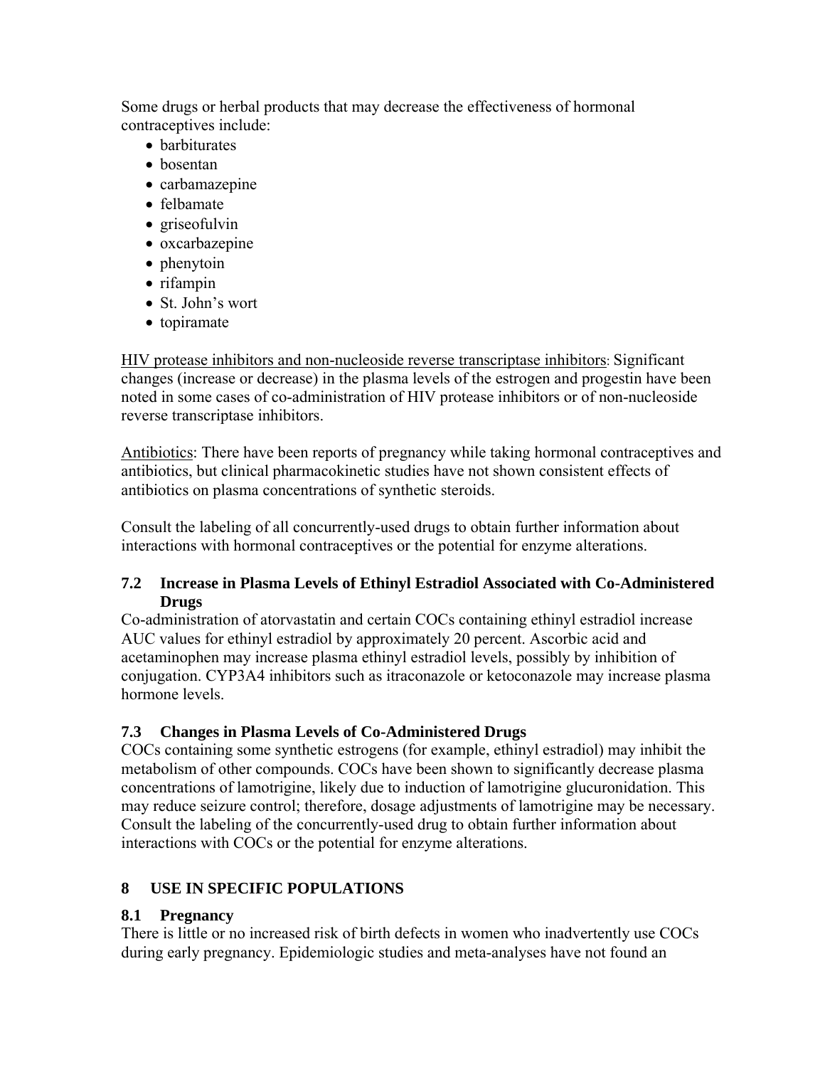Some drugs or herbal products that may decrease the effectiveness of hormonal contraceptives include:

- barbiturates
- bosentan
- carbamazepine
- felbamate
- griseofulvin
- oxcarbazepine
- phenytoin
- rifampin
- St. John's wort
- topiramate

HIV protease inhibitors and non-nucleoside reverse transcriptase inhibitors: Significant changes (increase or decrease) in the plasma levels of the estrogen and progestin have been noted in some cases of co-administration of HIV protease inhibitors or of non-nucleoside reverse transcriptase inhibitors.

Antibiotics: There have been reports of pregnancy while taking hormonal contraceptives and antibiotics, but clinical pharmacokinetic studies have not shown consistent effects of antibiotics on plasma concentrations of synthetic steroids.

Consult the labeling of all concurrently-used drugs to obtain further information about interactions with hormonal contraceptives or the potential for enzyme alterations.

### 7.2 Increase in Plasma Levels of Ethinyl Estradiol Associated with Co-Administered Drugs

Co-administration of atorvastatin and certain COCs containing ethinyl estradiol increase AUC values for ethinyl estradiol by approximately 20 percent. Ascorbic acid and acetaminophen may increase plasma ethinyl estradiol levels, possibly by inhibition of conjugation. CYP3A4 inhibitors such as itraconazole or ketoconazole may increase plasma hormone levels.

### 7.3 Changes in Plasma Levels of Co-Administered Drugs

COCs containing some synthetic estrogens (for example, ethinyl estradiol) may inhibit the metabolism of other compounds. COCs have been shown to significantly decrease plasma concentrations of lamotrigine, likely due to induction of lamotrigine glucuronidation. This may reduce seizure control; therefore, dosage adjustments of lamotrigine may be necessary. Consult the labeling of the concurrently-used drug to obtain further information about interactions with COCs or the potential for enzyme alterations.

## 8 USE IN SPECIFIC POPULATIONS

### 8.1 Pregnancy

There is little or no increased risk of birth defects in women who inadvertently use COCs during early pregnancy. Epidemiologic studies and meta-analyses have not found an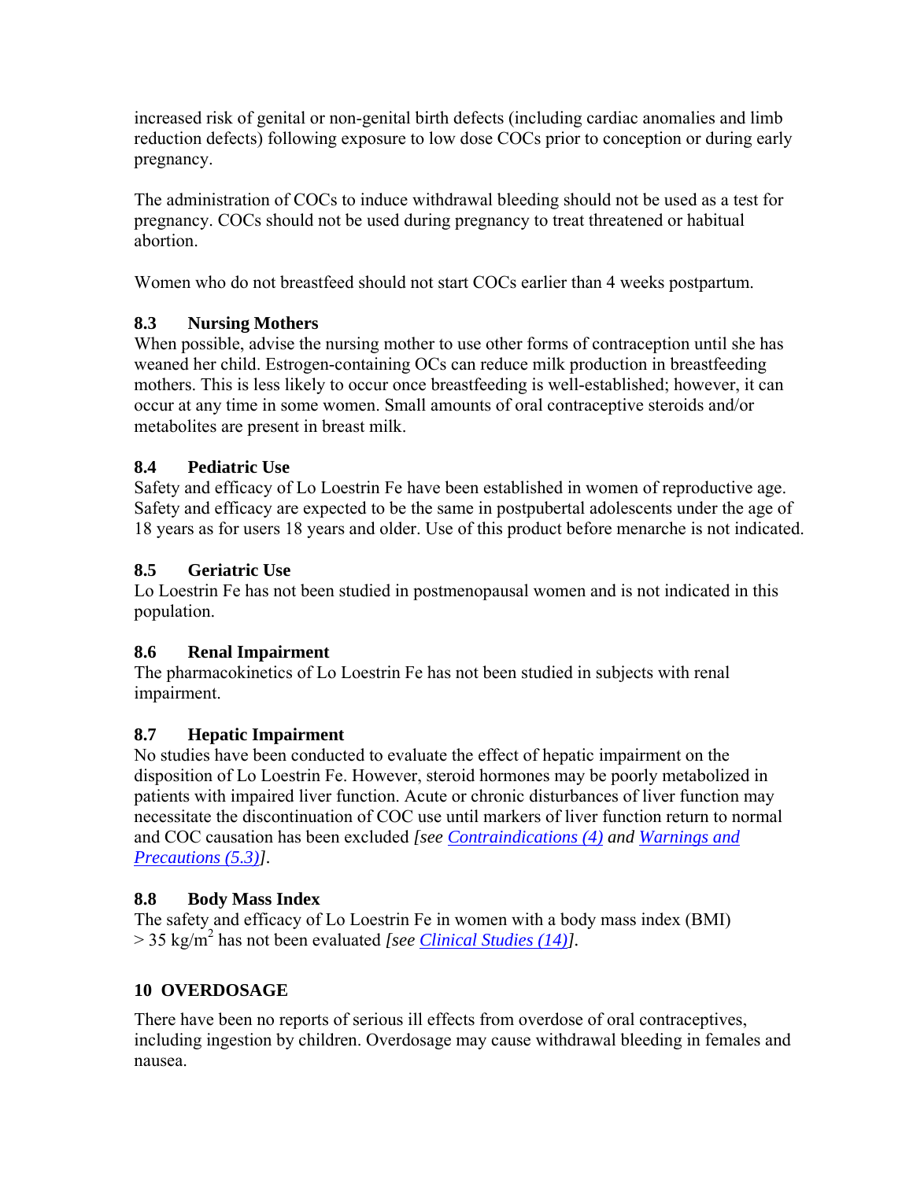increased risk of genital or non-genital birth defects (including cardiac anomalies and limb reduction defects) following exposure to low dose COCs prior to conception or during early pregnancy.

The administration of COCs to induce withdrawal bleeding should not be used as a test for pregnancy. COCs should not be used during pregnancy to treat threatened or habitual abortion.

Women who do not breastfeed should not start COCs earlier than 4 weeks postpartum.

### 8.3 Nursing Mothers

When possible, advise the nursing mother to use other forms of contraception until she has weaned her child. Estrogen-containing OCs can reduce milk production in breastfeeding mothers. This is less likely to occur once breastfeeding is well-established; however, it can occur at any time in some women. Small amounts of oral contraceptive steroids and/or metabolites are present in breast milk.

### 8.4 Pediatric Use

Safety and efficacy of Lo Loestrin Fe have been established in women of reproductive age. Safety and efficacy are expected to be the same in postpubertal adolescents under the age of 18 years as for users 18 years and older. Use of this product before menarche is not indicated.

### 8.5 Geriatric Use

Lo Loestrin Fe has not been studied in postmenopausal women and is not indicated in this population.

### 8.6 Renal Impairment

The pharmacokinetics of Lo Loestrin Fe has not been studied in subjects with renal impairment.

### 8.7 Hepatic Impairment

No studies have been conducted to evaluate the effect of hepatic impairment on the disposition of Lo Loestrin Fe. However, steroid hormones may be poorly metabolized in patients with impaired liver function. Acute or chronic disturbances of liver function may necessitate the discontinuation of COC use until markers of liver function return to normal and COC causation has been excluded *[see Contraindications (4) and Warnings and Precautions (5.3)]*.

### 8.8 Body Mass Index

The safety and efficacy of Lo Loestrin Fe in women with a body mass index (BMI) > 35 kg/m$^2$ has not been evaluated *[see Clinical Studies (14)]*.

## 10 OVERDOSAGE

There have been no reports of serious ill effects from overdose of oral contraceptives, including ingestion by children. Overdosage may cause withdrawal bleeding in females and nausea.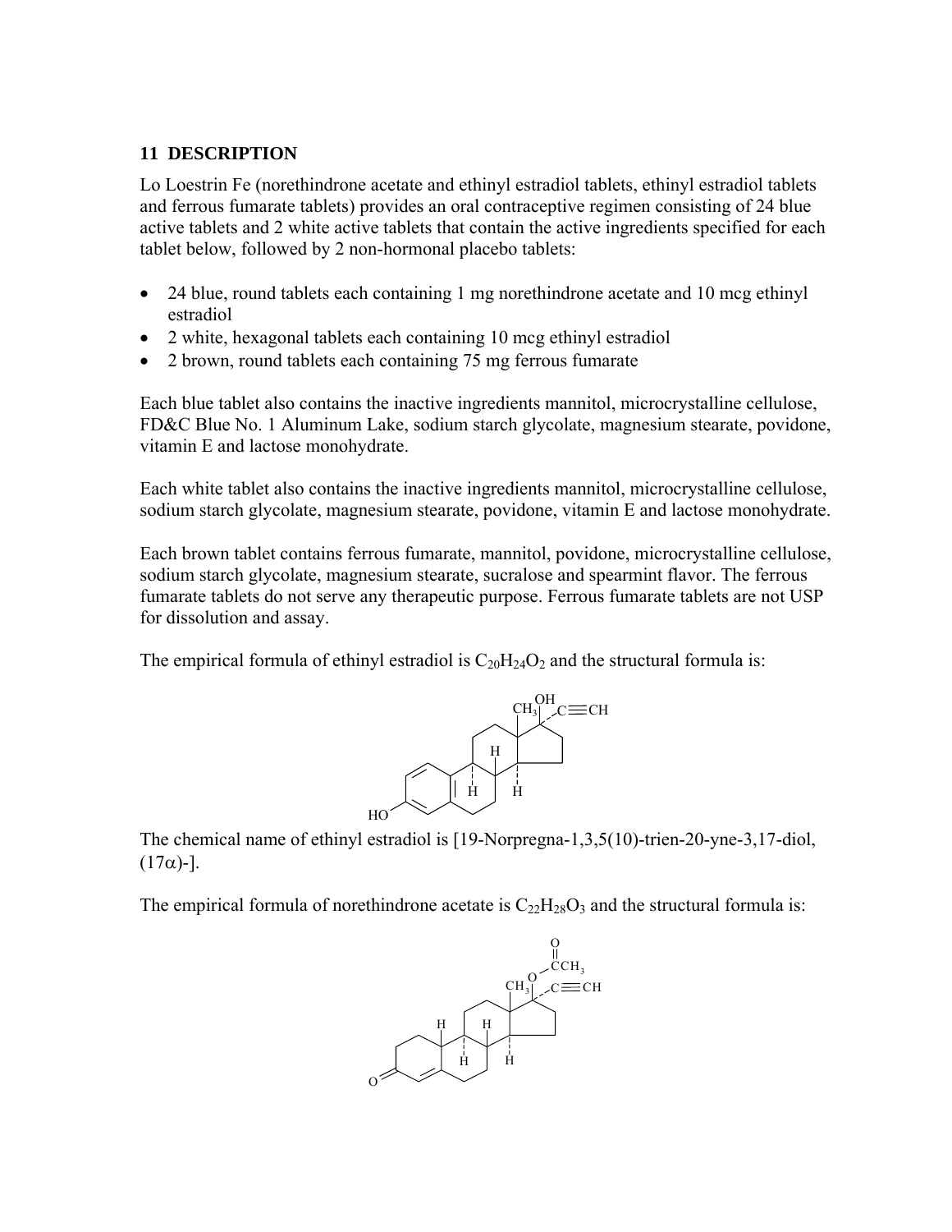## 11 DESCRIPTION

Lo Loestrin Fe (norethindrone acetate and ethinyl estradiol tablets, ethinyl estradiol tablets and ferrous fumarate tablets) provides an oral contraceptive regimen consisting of 24 blue active tablets and 2 white active tablets that contain the active ingredients specified for each tablet below, followed by 2 non-hormonal placebo tablets:

- 24 blue, round tablets each containing 1 mg norethindrone acetate and 10 mcg ethinyl estradiol
- 2 white, hexagonal tablets each containing 10 mcg ethinyl estradiol
- 2 brown, round tablets each containing 75 mg ferrous fumarate

Each blue tablet also contains the inactive ingredients mannitol, microcrystalline cellulose, FD&C Blue No. 1 Aluminum Lake, sodium starch glycolate, magnesium stearate, povidone, vitamin E and lactose monohydrate.

Each white tablet also contains the inactive ingredients mannitol, microcrystalline cellulose, sodium starch glycolate, magnesium stearate, povidone, vitamin E and lactose monohydrate.

Each brown tablet contains ferrous fumarate, mannitol, povidone, microcrystalline cellulose, sodium starch glycolate, magnesium stearate, sucralose and spearmint flavor. The ferrous fumarate tablets do not serve any therapeutic purpose. Ferrous fumarate tablets are not USP for dissolution and assay.

The empirical formula of ethinyl estradiol is $C_{20}H_{24}O_2$ and the structural formula is:

The chemical name of ethinyl estradiol is [19-Norpregna-1,3,5(10)-trien-20-yne-3,17-diol, (17α)-].

The empirical formula of norethindrone acetate is $C_{22}H_{28}O_3$ and the structural formula is: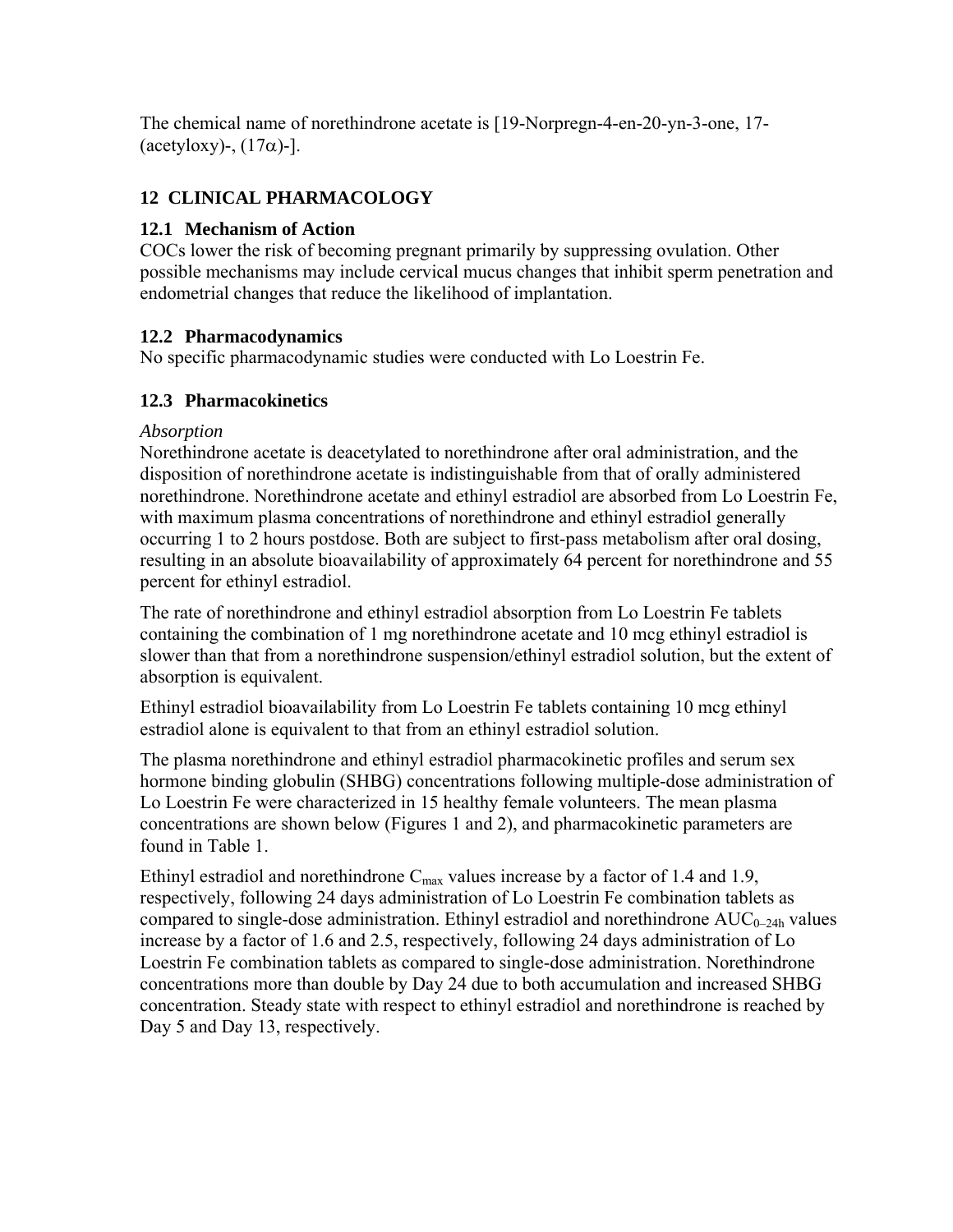The chemical name of norethindrone acetate is [19-Norpregn-4-en-20-yn-3-one, 17-(acetyloxy)-, (17α)-].

## 12 CLINICAL PHARMACOLOGY

### 12.1 Mechanism of Action

COCs lower the risk of becoming pregnant primarily by suppressing ovulation. Other possible mechanisms may include cervical mucus changes that inhibit sperm penetration and endometrial changes that reduce the likelihood of implantation.

### 12.2 Pharmacodynamics

No specific pharmacodynamic studies were conducted with Lo Loestrin Fe.

### 12.3 Pharmacokinetics

*Absorption*

Norethindrone acetate is deacetylated to norethindrone after oral administration, and the disposition of norethindrone acetate is indistinguishable from that of orally administered norethindrone. Norethindrone acetate and ethinyl estradiol are absorbed from Lo Loestrin Fe, with maximum plasma concentrations of norethindrone and ethinyl estradiol generally occurring 1 to 2 hours postdose. Both are subject to first-pass metabolism after oral dosing, resulting in an absolute bioavailability of approximately 64 percent for norethindrone and 55 percent for ethinyl estradiol.

The rate of norethindrone and ethinyl estradiol absorption from Lo Loestrin Fe tablets containing the combination of 1 mg norethindrone acetate and 10 mcg ethinyl estradiol is slower than that from a norethindrone suspension/ethinyl estradiol solution, but the extent of absorption is equivalent.

Ethinyl estradiol bioavailability from Lo Loestrin Fe tablets containing 10 mcg ethinyl estradiol alone is equivalent to that from an ethinyl estradiol solution.

The plasma norethindrone and ethinyl estradiol pharmacokinetic profiles and serum sex hormone binding globulin (SHBG) concentrations following multiple-dose administration of Lo Loestrin Fe were characterized in 15 healthy female volunteers. The mean plasma concentrations are shown below (Figures 1 and 2), and pharmacokinetic parameters are found in Table 1.

Ethinyl estradiol and norethindrone $C_{max}$ values increase by a factor of 1.4 and 1.9, respectively, following 24 days administration of Lo Loestrin Fe combination tablets as compared to single-dose administration. Ethinyl estradiol and norethindrone $AUC_{0–24h}$ values increase by a factor of 1.6 and 2.5, respectively, following 24 days administration of Lo Loestrin Fe combination tablets as compared to single-dose administration. Norethindrone concentrations more than double by Day 24 due to both accumulation and increased SHBG concentration. Steady state with respect to ethinyl estradiol and norethindrone is reached by Day 5 and Day 13, respectively.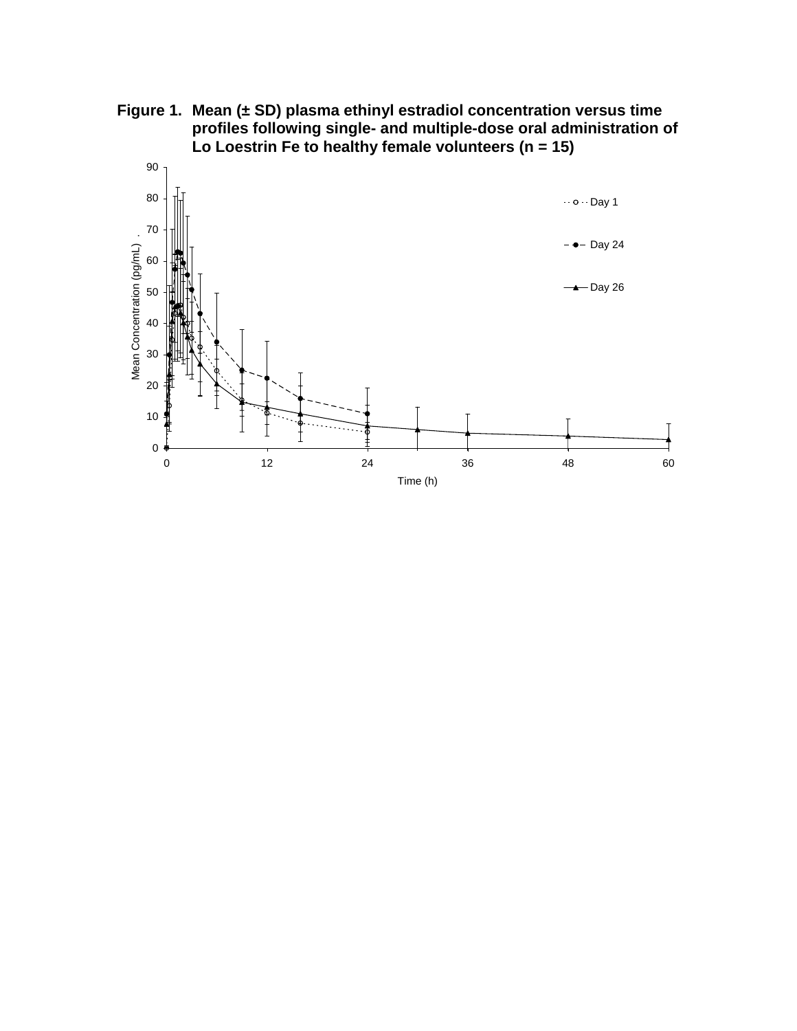**Figure 1. Mean (± SD) plasma ethinyl estradiol concentration versus time profiles following single- and multiple-dose oral administration of Lo Loestrin Fe to healthy female volunteers (n = 15)**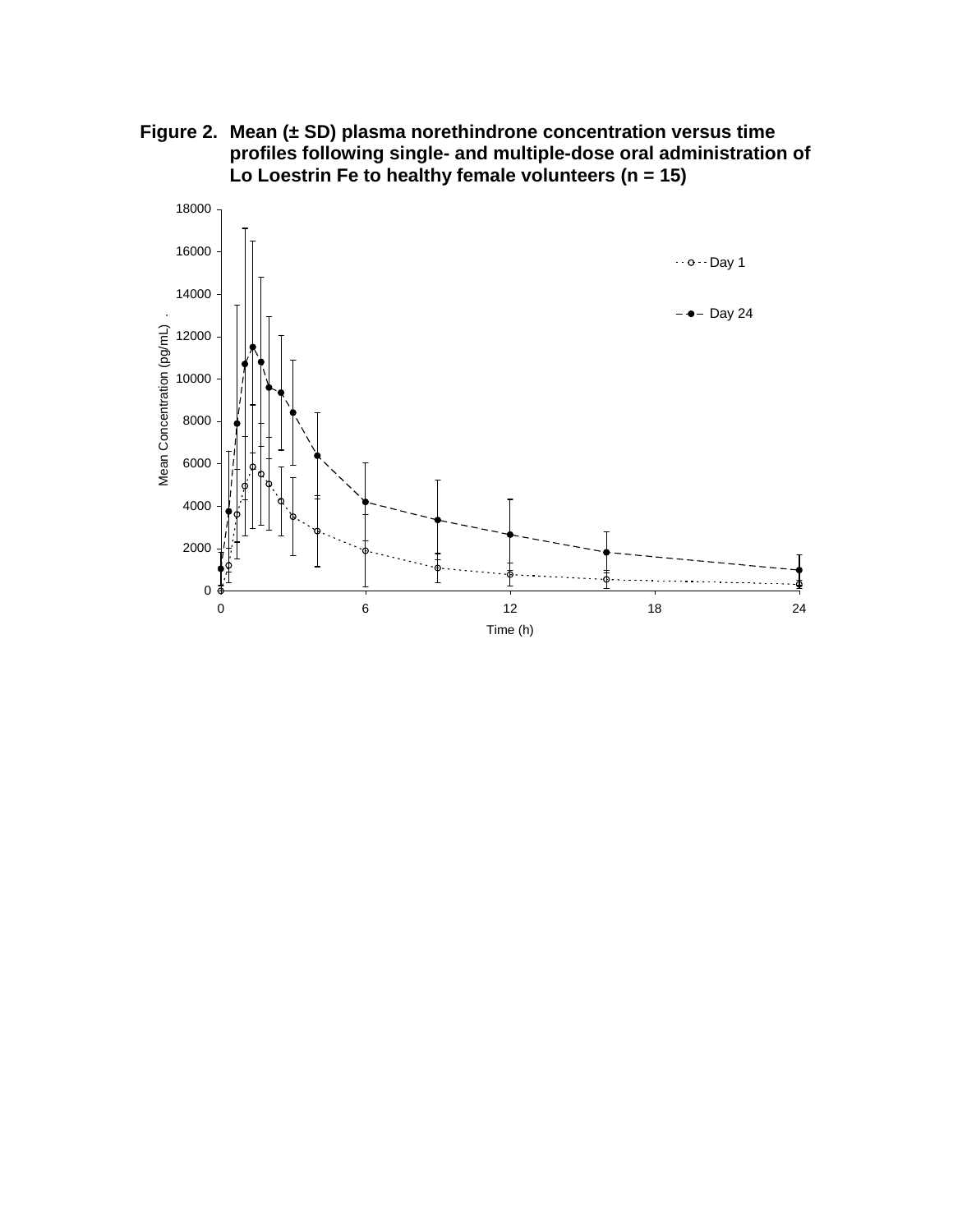**Figure 2. Mean (± SD) plasma norethindrone concentration versus time profiles following single- and multiple-dose oral administration of Lo Loestrin Fe to healthy female volunteers (n = 15)**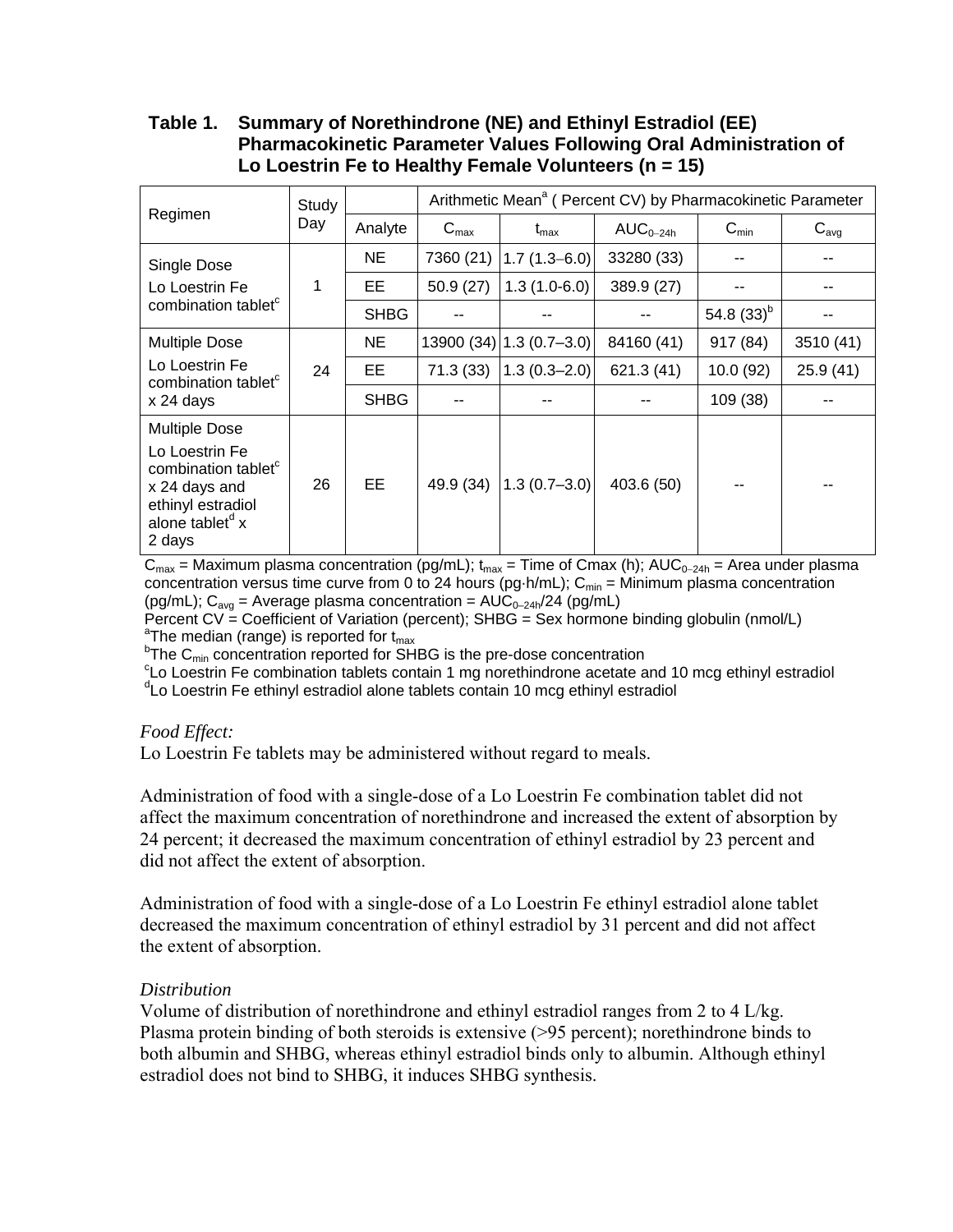**Table 1. Summary of Norethindrone (NE) and Ethinyl Estradiol (EE) Pharmacokinetic Parameter Values Following Oral Administration of Lo Loestrin Fe to Healthy Female Volunteers (n = 15)**

| Regimen | Study Day | | Arithmetic Mean[a] ( Percent CV) by Pharmacokinetic Parameter | | | | |
|---|---|---|---|---|---|---|---|
| | | Analyte | $C_{max}$ | $t_{max}$ | $AUC_{0-24h}$ | $C_{min}$ | $C_{avg}$ |
| Single Dose Lo Loestrin Fe combination tablet[c] | 1 | NE | 7360 (21) | 1.7 (1.3–6.0) | 33280 (33) | -- | -- |
| | | EE | 50.9 (27) | 1.3 (1.0-6.0) | 389.9 (27) | -- | -- |
| | | SHBG | -- | -- | -- | 54.8 (33)[b] | -- |
| Multiple Dose Lo Loestrin Fe combination tablet[c] x 24 days | 24 | NE | 13900 (34) | 1.3 (0.7–3.0) | 84160 (41) | 917 (84) | 3510 (41) |
| | | EE | 71.3 (33) | 1.3 (0.3–2.0) | 621.3 (41) | 10.0 (92) | 25.9 (41) |
| | | SHBG | -- | -- | -- | 109 (38) | -- |
| Multiple Dose Lo Loestrin Fe combination tablet[c] x 24 days and ethinyl estradiol alone tablet[d] x 2 days | 26 | EE | 49.9 (34) | 1.3 (0.7–3.0) | 403.6 (50) | -- | -- |

$C_{max}$ = Maximum plasma concentration (pg/mL); $t_{max}$ = Time of Cmax (h); $AUC_{0-24h}$ = Area under plasma concentration versus time curve from 0 to 24 hours (pg·h/mL); $C_{min}$ = Minimum plasma concentration (pg/mL); $C_{avg}$ = Average plasma concentration = $AUC_{0-24h}/24$ (pg/mL)
Percent CV = Coefficient of Variation (percent); SHBG = Sex hormone binding globulin (nmol/L)
[a]The median (range) is reported for $t_{max}$
[b]The $C_{min}$ concentration reported for SHBG is the pre-dose concentration
[c]Lo Loestrin Fe combination tablets contain 1 mg norethindrone acetate and 10 mcg ethinyl estradiol
[d]Lo Loestrin Fe ethinyl estradiol alone tablets contain 10 mcg ethinyl estradiol

*Food Effect:*
Lo Loestrin Fe tablets may be administered without regard to meals.

Administration of food with a single-dose of a Lo Loestrin Fe combination tablet did not affect the maximum concentration of norethindrone and increased the extent of absorption by 24 percent; it decreased the maximum concentration of ethinyl estradiol by 23 percent and did not affect the extent of absorption.

Administration of food with a single-dose of a Lo Loestrin Fe ethinyl estradiol alone tablet decreased the maximum concentration of ethinyl estradiol by 31 percent and did not affect the extent of absorption.

*Distribution*
Volume of distribution of norethindrone and ethinyl estradiol ranges from 2 to 4 L/kg. Plasma protein binding of both steroids is extensive (>95 percent); norethindrone binds to both albumin and SHBG, whereas ethinyl estradiol binds only to albumin. Although ethinyl estradiol does not bind to SHBG, it induces SHBG synthesis.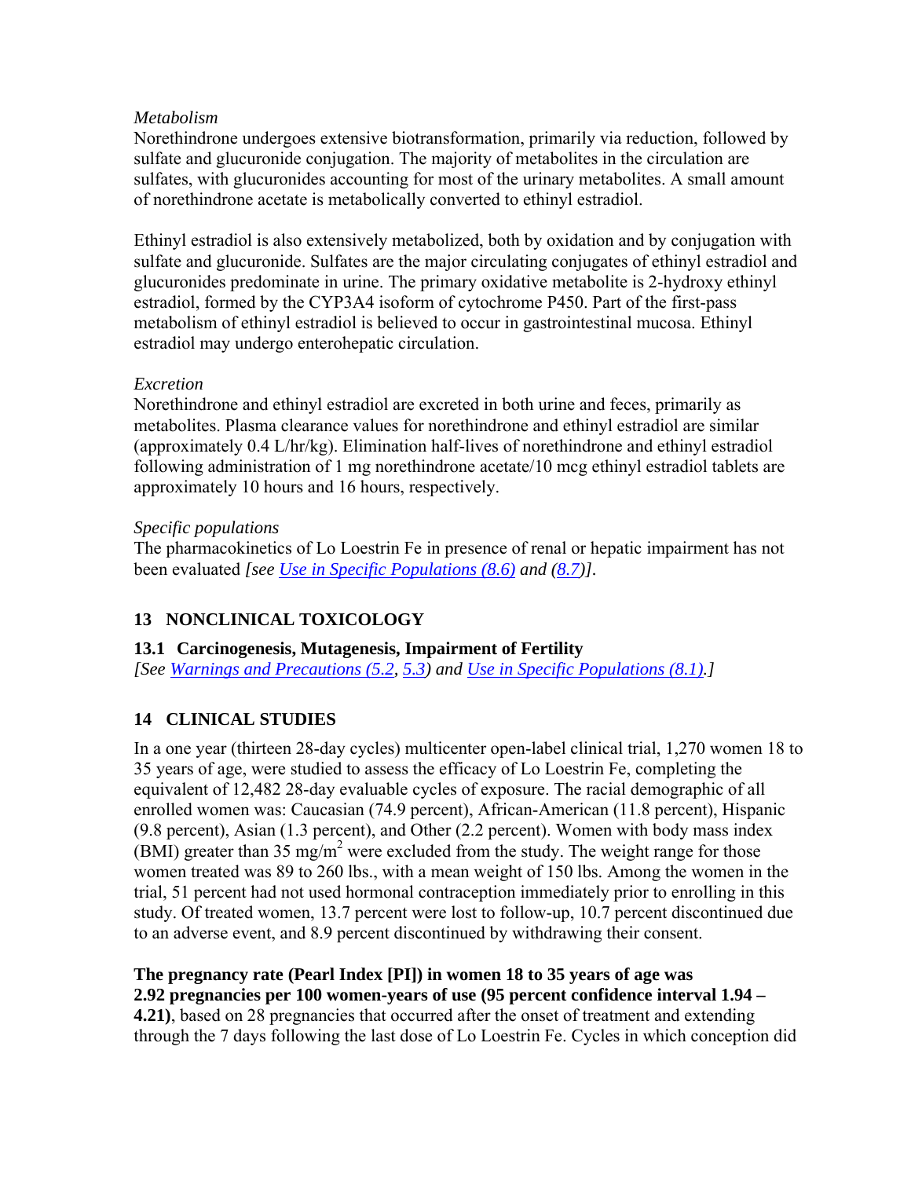*Metabolism*

Norethindrone undergoes extensive biotransformation, primarily via reduction, followed by sulfate and glucuronide conjugation. The majority of metabolites in the circulation are sulfates, with glucuronides accounting for most of the urinary metabolites. A small amount of norethindrone acetate is metabolically converted to ethinyl estradiol.

Ethinyl estradiol is also extensively metabolized, both by oxidation and by conjugation with sulfate and glucuronide. Sulfates are the major circulating conjugates of ethinyl estradiol and glucuronides predominate in urine. The primary oxidative metabolite is 2-hydroxy ethinyl estradiol, formed by the CYP3A4 isoform of cytochrome P450. Part of the first-pass metabolism of ethinyl estradiol is believed to occur in gastrointestinal mucosa. Ethinyl estradiol may undergo enterohepatic circulation.

*Excretion*

Norethindrone and ethinyl estradiol are excreted in both urine and feces, primarily as metabolites. Plasma clearance values for norethindrone and ethinyl estradiol are similar (approximately 0.4 L/hr/kg). Elimination half-lives of norethindrone and ethinyl estradiol following administration of 1 mg norethindrone acetate/10 mcg ethinyl estradiol tablets are approximately 10 hours and 16 hours, respectively.

*Specific populations*

The pharmacokinetics of Lo Loestrin Fe in presence of renal or hepatic impairment has not been evaluated *[see Use in Specific Populations (8.6) and (8.7)]*.

## 13 NONCLINICAL TOXICOLOGY

### 13.1 Carcinogenesis, Mutagenesis, Impairment of Fertility

*[See Warnings and Precautions (5.2, 5.3) and Use in Specific Populations (8.1).]*

## 14 CLINICAL STUDIES

In a one year (thirteen 28-day cycles) multicenter open-label clinical trial, 1,270 women 18 to 35 years of age, were studied to assess the efficacy of Lo Loestrin Fe, completing the equivalent of 12,482 28-day evaluable cycles of exposure. The racial demographic of all enrolled women was: Caucasian (74.9 percent), African-American (11.8 percent), Hispanic (9.8 percent), Asian (1.3 percent), and Other (2.2 percent). Women with body mass index (BMI) greater than 35 mg/m$^2$ were excluded from the study. The weight range for those women treated was 89 to 260 lbs., with a mean weight of 150 lbs. Among the women in the trial, 51 percent had not used hormonal contraception immediately prior to enrolling in this study. Of treated women, 13.7 percent were lost to follow-up, 10.7 percent discontinued due to an adverse event, and 8.9 percent discontinued by withdrawing their consent.

**The pregnancy rate (Pearl Index [PI]) in women 18 to 35 years of age was 2.92 pregnancies per 100 women-years of use (95 percent confidence interval 1.94 – 4.21)**, based on 28 pregnancies that occurred after the onset of treatment and extending through the 7 days following the last dose of Lo Loestrin Fe. Cycles in which conception did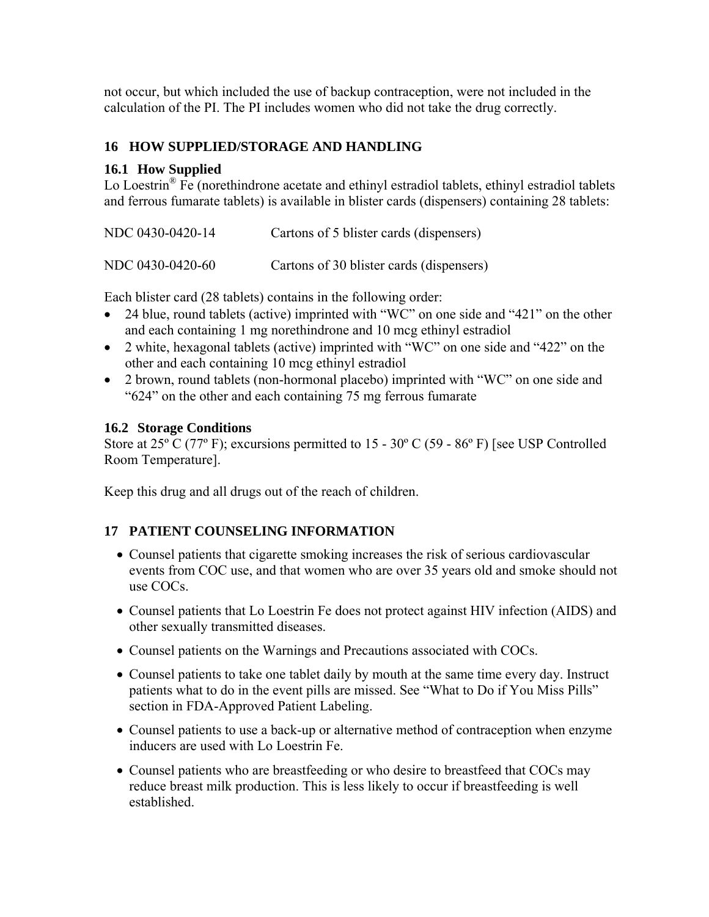not occur, but which included the use of backup contraception, were not included in the calculation of the PI. The PI includes women who did not take the drug correctly.

## 16 HOW SUPPLIED/STORAGE AND HANDLING

### 16.1 How Supplied

Lo Loestrin® Fe (norethindrone acetate and ethinyl estradiol tablets, ethinyl estradiol tablets and ferrous fumarate tablets) is available in blister cards (dispensers) containing 28 tablets:

| | |
|---|---|
| NDC 0430-0420-14 | Cartons of 5 blister cards (dispensers) |
| NDC 0430-0420-60 | Cartons of 30 blister cards (dispensers) |

Each blister card (28 tablets) contains in the following order:

- 24 blue, round tablets (active) imprinted with "WC" on one side and "421" on the other and each containing 1 mg norethindrone and 10 mcg ethinyl estradiol
- 2 white, hexagonal tablets (active) imprinted with "WC" on one side and "422" on the other and each containing 10 mcg ethinyl estradiol
- 2 brown, round tablets (non-hormonal placebo) imprinted with "WC" on one side and "624" on the other and each containing 75 mg ferrous fumarate

### 16.2 Storage Conditions

Store at 25º C (77º F); excursions permitted to 15 - 30º C (59 - 86º F) [see USP Controlled Room Temperature].

Keep this drug and all drugs out of the reach of children.

## 17 PATIENT COUNSELING INFORMATION

- Counsel patients that cigarette smoking increases the risk of serious cardiovascular events from COC use, and that women who are over 35 years old and smoke should not use COCs.
- Counsel patients that Lo Loestrin Fe does not protect against HIV infection (AIDS) and other sexually transmitted diseases.
- Counsel patients on the Warnings and Precautions associated with COCs.
- Counsel patients to take one tablet daily by mouth at the same time every day. Instruct patients what to do in the event pills are missed. See "What to Do if You Miss Pills" section in FDA-Approved Patient Labeling.
- Counsel patients to use a back-up or alternative method of contraception when enzyme inducers are used with Lo Loestrin Fe.
- Counsel patients who are breastfeeding or who desire to breastfeed that COCs may reduce breast milk production. This is less likely to occur if breastfeeding is well established.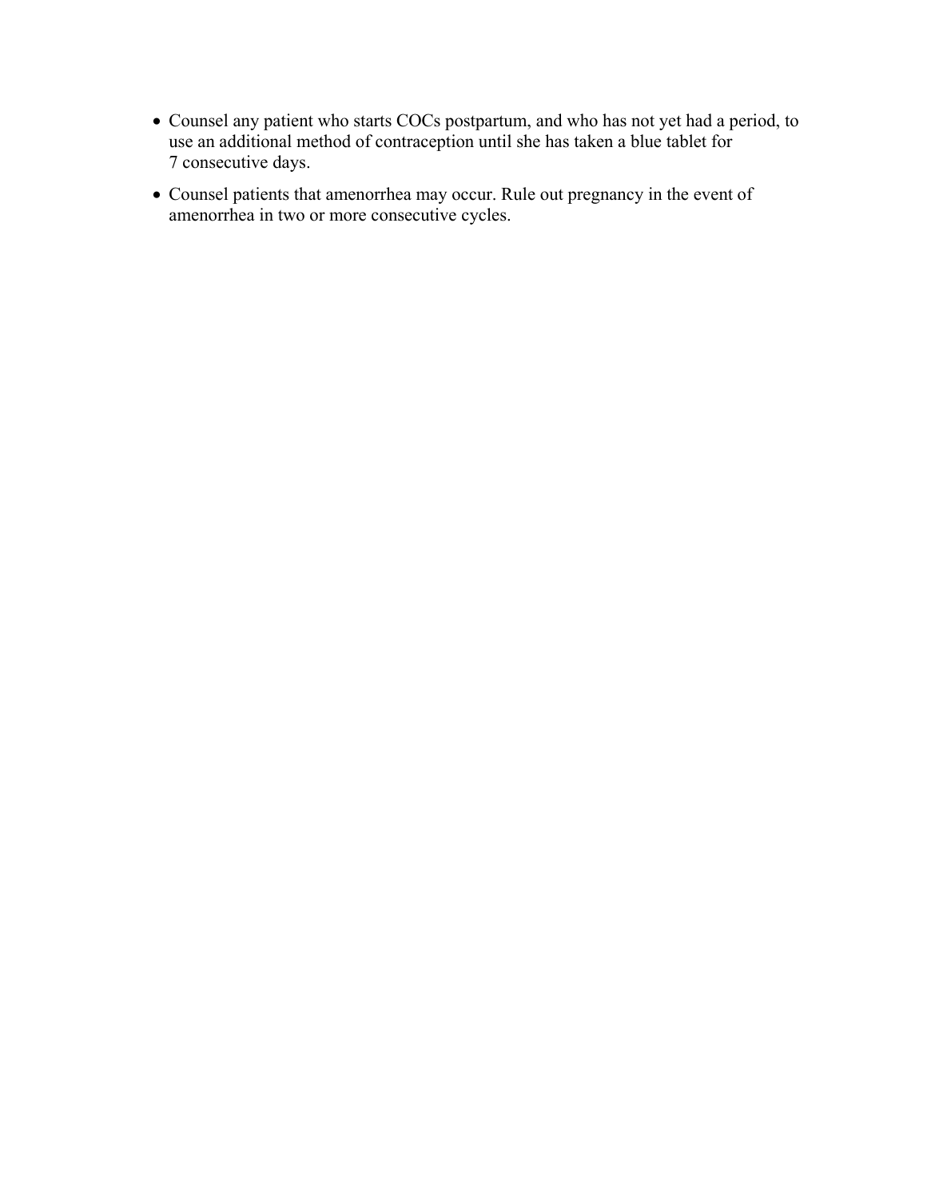- Counsel any patient who starts COCs postpartum, and who has not yet had a period, to use an additional method of contraception until she has taken a blue tablet for 7 consecutive days.
- Counsel patients that amenorrhea may occur. Rule out pregnancy in the event of amenorrhea in two or more consecutive cycles.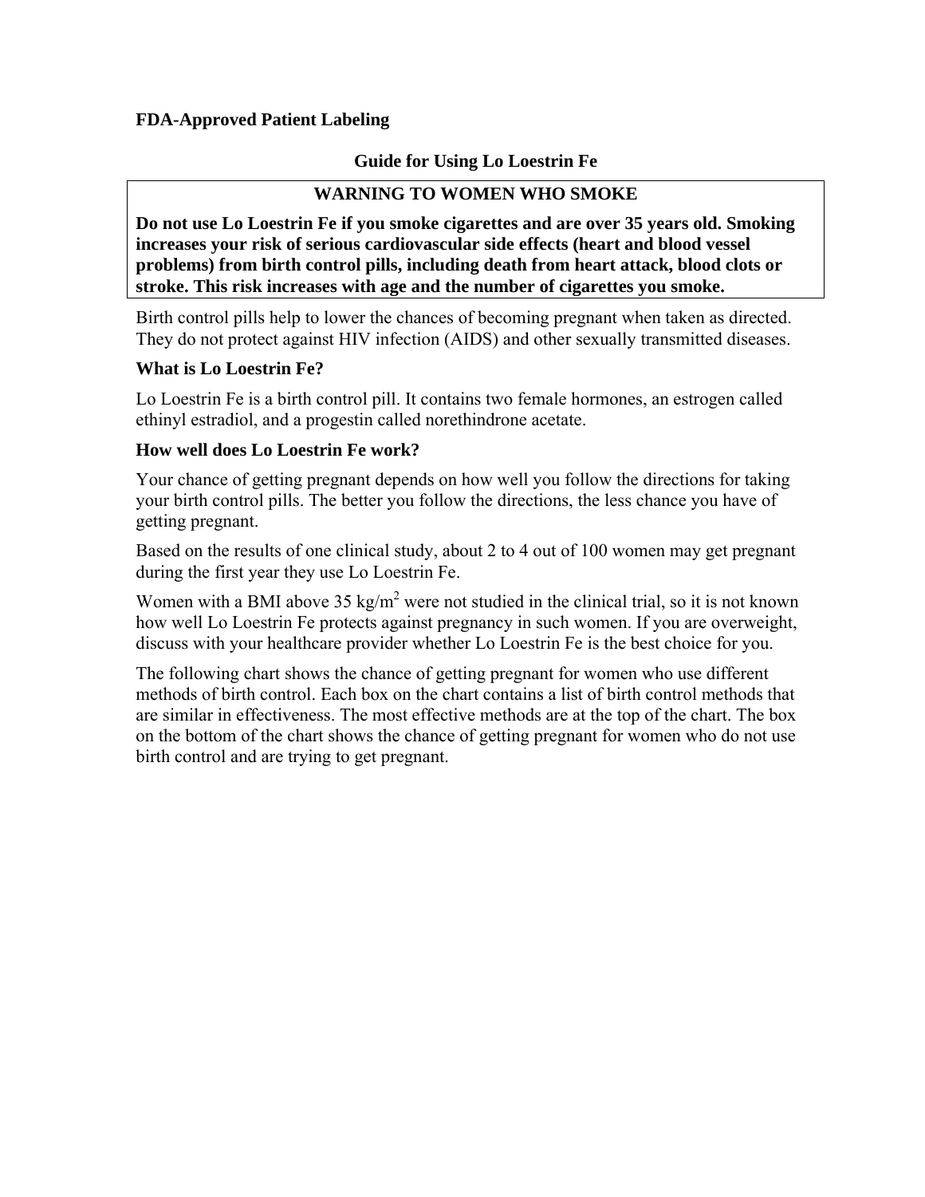**FDA-Approved Patient Labeling**

## Guide for Using Lo Loestrin Fe

**WARNING TO WOMEN WHO SMOKE**

**Do not use Lo Loestrin Fe if you smoke cigarettes and are over 35 years old. Smoking increases your risk of serious cardiovascular side effects (heart and blood vessel problems) from birth control pills, including death from heart attack, blood clots or stroke. This risk increases with age and the number of cigarettes you smoke.**

Birth control pills help to lower the chances of becoming pregnant when taken as directed. They do not protect against HIV infection (AIDS) and other sexually transmitted diseases.

### What is Lo Loestrin Fe?

Lo Loestrin Fe is a birth control pill. It contains two female hormones, an estrogen called ethinyl estradiol, and a progestin called norethindrone acetate.

### How well does Lo Loestrin Fe work?

Your chance of getting pregnant depends on how well you follow the directions for taking your birth control pills. The better you follow the directions, the less chance you have of getting pregnant.

Based on the results of one clinical study, about 2 to 4 out of 100 women may get pregnant during the first year they use Lo Loestrin Fe.

Women with a BMI above 35 $kg/m^2$ were not studied in the clinical trial, so it is not known how well Lo Loestrin Fe protects against pregnancy in such women. If you are overweight, discuss with your healthcare provider whether Lo Loestrin Fe is the best choice for you.

The following chart shows the chance of getting pregnant for women who use different methods of birth control. Each box on the chart contains a list of birth control methods that are similar in effectiveness. The most effective methods are at the top of the chart. The box on the bottom of the chart shows the chance of getting pregnant for women who do not use birth control and are trying to get pregnant.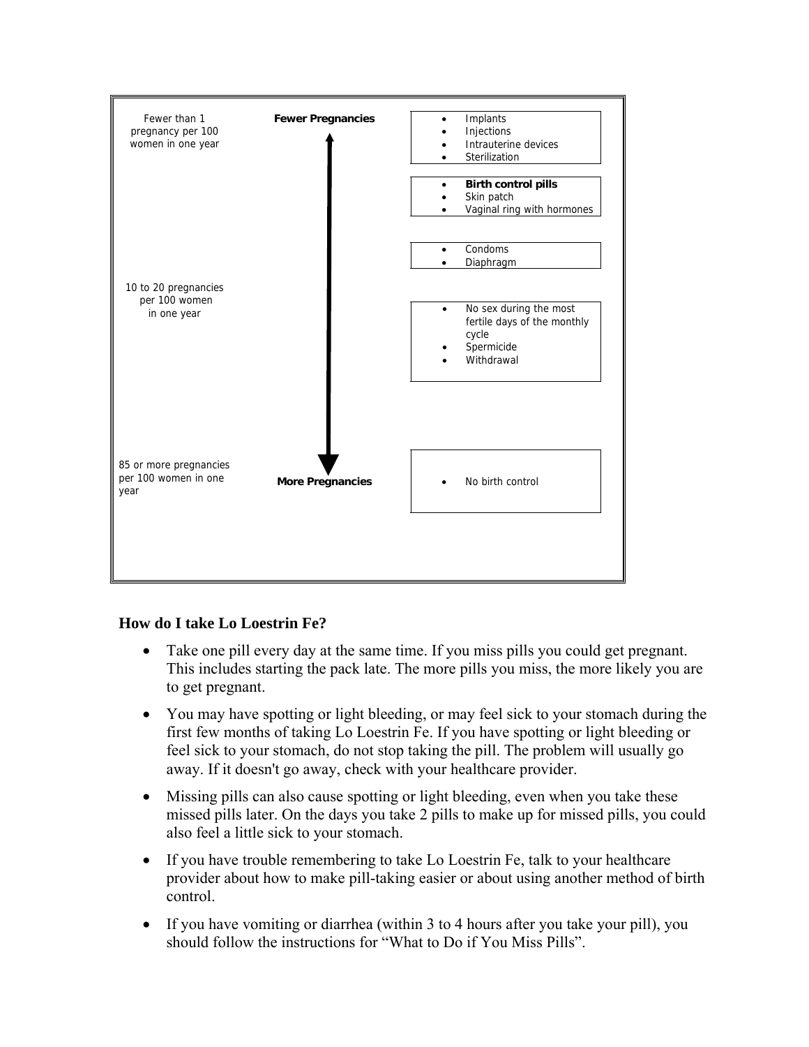| Pregnancy rate | Effectiveness | Methods |
|---|---|---|
| Fewer than 1 pregnancy per 100 women in one year | **Fewer Pregnancies** | • Implants<br>• Injections<br>• Intrauterine devices<br>• Sterilization |
| | | • **Birth control pills**<br>• Skin patch<br>• Vaginal ring with hormones |
| | | • Condoms<br>• Diaphragm |
| 10 to 20 pregnancies per 100 women in one year | | • No sex during the most fertile days of the monthly cycle<br>• Spermicide<br>• Withdrawal |
| 85 or more pregnancies per 100 women in one year | **More Pregnancies** | • No birth control |

### How do I take Lo Loestrin Fe?

- Take one pill every day at the same time. If you miss pills you could get pregnant. This includes starting the pack late. The more pills you miss, the more likely you are to get pregnant.
- You may have spotting or light bleeding, or may feel sick to your stomach during the first few months of taking Lo Loestrin Fe. If you have spotting or light bleeding or feel sick to your stomach, do not stop taking the pill. The problem will usually go away. If it doesn't go away, check with your healthcare provider.
- Missing pills can also cause spotting or light bleeding, even when you take these missed pills later. On the days you take 2 pills to make up for missed pills, you could also feel a little sick to your stomach.
- If you have trouble remembering to take Lo Loestrin Fe, talk to your healthcare provider about how to make pill-taking easier or about using another method of birth control.
- If you have vomiting or diarrhea (within 3 to 4 hours after you take your pill), you should follow the instructions for "What to Do if You Miss Pills".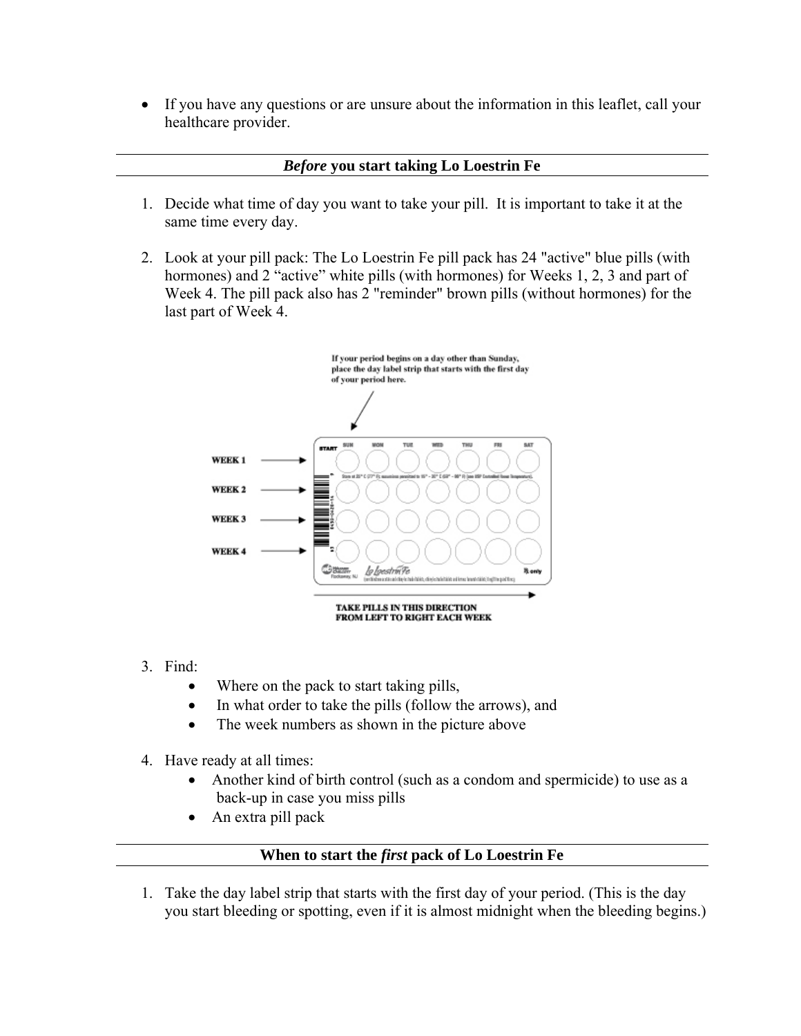- If you have any questions or are unsure about the information in this leaflet, call your healthcare provider.

## ***Before*** **you start taking Lo Loestrin Fe**

1. Decide what time of day you want to take your pill. It is important to take it at the same time every day.

2. Look at your pill pack: The Lo Loestrin Fe pill pack has 24 "active" blue pills (with hormones) and 2 "active" white pills (with hormones) for Weeks 1, 2, 3 and part of Week 4. The pill pack also has 2 "reminder" brown pills (without hormones) for the last part of Week 4.

If your period begins on a day other than Sunday, place the day label strip that starts with the first day of your period here.

WEEK 1
WEEK 2
WEEK 3
WEEK 4

START SUN MON TUE WED THU FRI SAT

TAKE PILLS IN THIS DIRECTION FROM LEFT TO RIGHT EACH WEEK

3. Find:
   - Where on the pack to start taking pills,
   - In what order to take the pills (follow the arrows), and
   - The week numbers as shown in the picture above

4. Have ready at all times:
   - Another kind of birth control (such as a condom and spermicide) to use as a back-up in case you miss pills
   - An extra pill pack

## **When to start the** ***first*** **pack of Lo Loestrin Fe**

1. Take the day label strip that starts with the first day of your period. (This is the day you start bleeding or spotting, even if it is almost midnight when the bleeding begins.)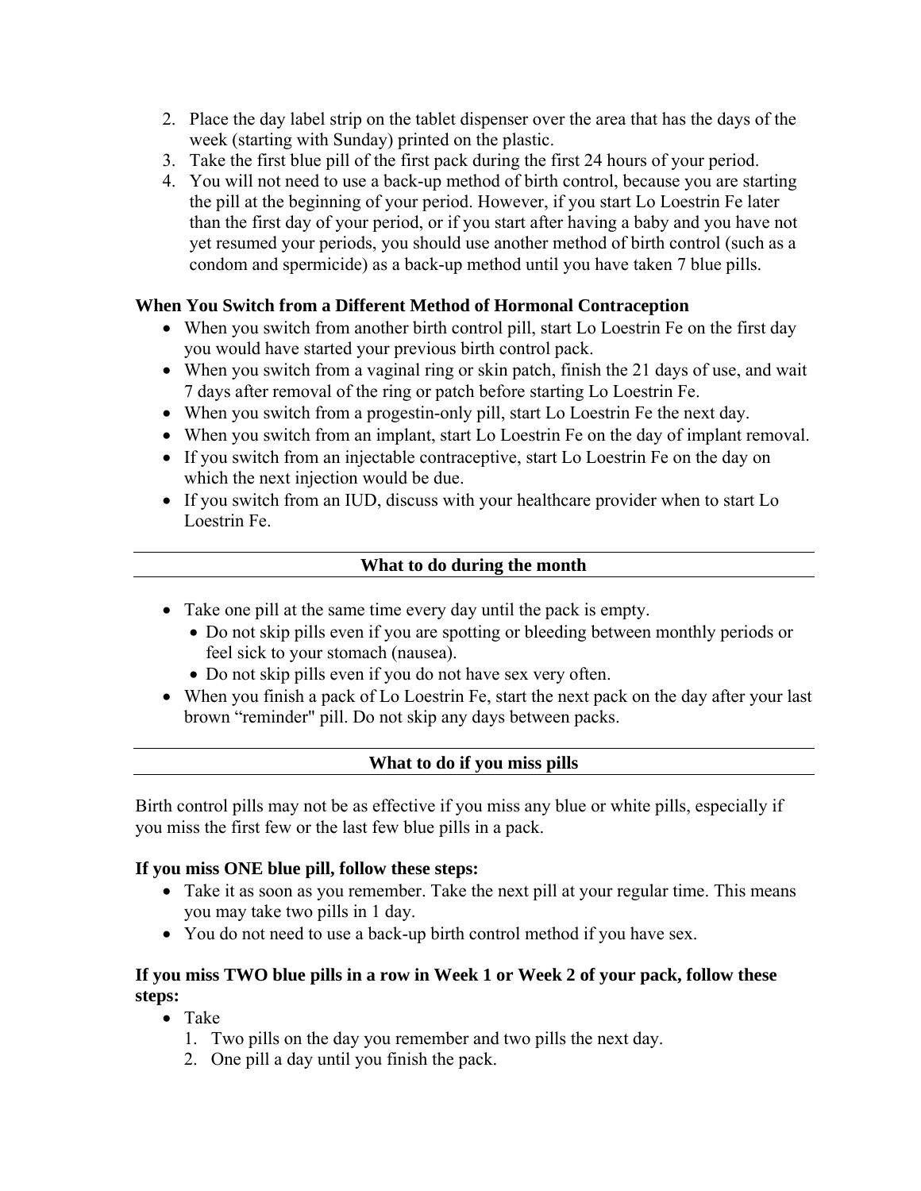2. Place the day label strip on the tablet dispenser over the area that has the days of the week (starting with Sunday) printed on the plastic.
3. Take the first blue pill of the first pack during the first 24 hours of your period.
4. You will not need to use a back-up method of birth control, because you are starting the pill at the beginning of your period. However, if you start Lo Loestrin Fe later than the first day of your period, or if you start after having a baby and you have not yet resumed your periods, you should use another method of birth control (such as a condom and spermicide) as a back-up method until you have taken 7 blue pills.

**When You Switch from a Different Method of Hormonal Contraception**

- When you switch from another birth control pill, start Lo Loestrin Fe on the first day you would have started your previous birth control pack.
- When you switch from a vaginal ring or skin patch, finish the 21 days of use, and wait 7 days after removal of the ring or patch before starting Lo Loestrin Fe.
- When you switch from a progestin-only pill, start Lo Loestrin Fe the next day.
- When you switch from an implant, start Lo Loestrin Fe on the day of implant removal.
- If you switch from an injectable contraceptive, start Lo Loestrin Fe on the day on which the next injection would be due.
- If you switch from an IUD, discuss with your healthcare provider when to start Lo Loestrin Fe.

## What to do during the month

- Take one pill at the same time every day until the pack is empty.
  - Do not skip pills even if you are spotting or bleeding between monthly periods or feel sick to your stomach (nausea).
  - Do not skip pills even if you do not have sex very often.
- When you finish a pack of Lo Loestrin Fe, start the next pack on the day after your last brown "reminder" pill. Do not skip any days between packs.

## What to do if you miss pills

Birth control pills may not be as effective if you miss any blue or white pills, especially if you miss the first few or the last few blue pills in a pack.

**If you miss ONE blue pill, follow these steps:**

- Take it as soon as you remember. Take the next pill at your regular time. This means you may take two pills in 1 day.
- You do not need to use a back-up birth control method if you have sex.

**If you miss TWO blue pills in a row in Week 1 or Week 2 of your pack, follow these steps:**

- Take
  1. Two pills on the day you remember and two pills the next day.
  2. One pill a day until you finish the pack.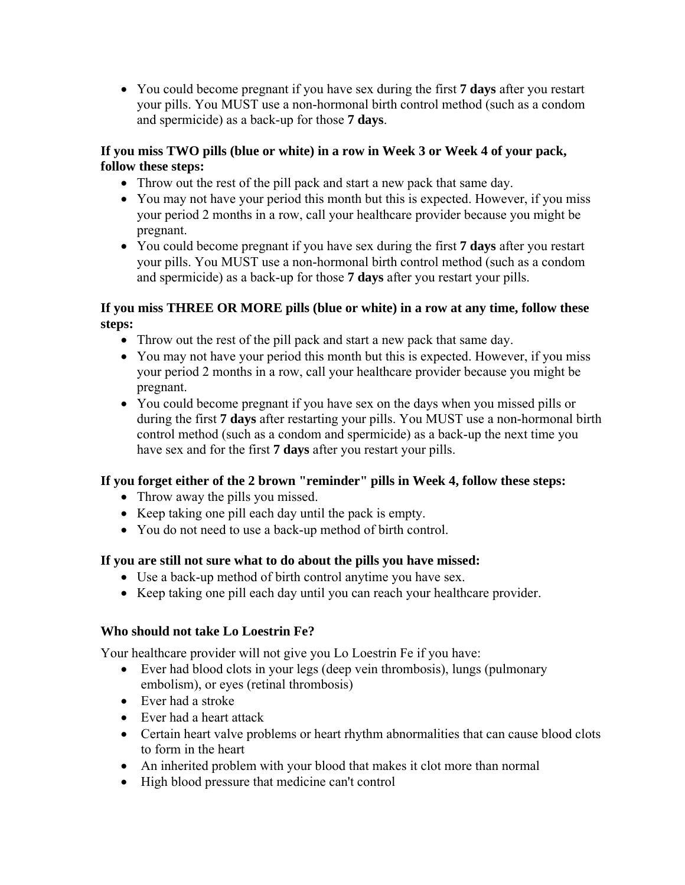- You could become pregnant if you have sex during the first **7 days** after you restart your pills. You MUST use a non-hormonal birth control method (such as a condom and spermicide) as a back-up for those **7 days**.

**If you miss TWO pills (blue or white) in a row in Week 3 or Week 4 of your pack, follow these steps:**

- Throw out the rest of the pill pack and start a new pack that same day.
- You may not have your period this month but this is expected. However, if you miss your period 2 months in a row, call your healthcare provider because you might be pregnant.
- You could become pregnant if you have sex during the first **7 days** after you restart your pills. You MUST use a non-hormonal birth control method (such as a condom and spermicide) as a back-up for those **7 days** after you restart your pills.

**If you miss THREE OR MORE pills (blue or white) in a row at any time, follow these steps:**

- Throw out the rest of the pill pack and start a new pack that same day.
- You may not have your period this month but this is expected. However, if you miss your period 2 months in a row, call your healthcare provider because you might be pregnant.
- You could become pregnant if you have sex on the days when you missed pills or during the first **7 days** after restarting your pills. You MUST use a non-hormonal birth control method (such as a condom and spermicide) as a back-up the next time you have sex and for the first **7 days** after you restart your pills.

**If you forget either of the 2 brown "reminder" pills in Week 4, follow these steps:**

- Throw away the pills you missed.
- Keep taking one pill each day until the pack is empty.
- You do not need to use a back-up method of birth control.

**If you are still not sure what to do about the pills you have missed:**

- Use a back-up method of birth control anytime you have sex.
- Keep taking one pill each day until you can reach your healthcare provider.

**Who should not take Lo Loestrin Fe?**

Your healthcare provider will not give you Lo Loestrin Fe if you have:

- Ever had blood clots in your legs (deep vein thrombosis), lungs (pulmonary embolism), or eyes (retinal thrombosis)
- Ever had a stroke
- Ever had a heart attack
- Certain heart valve problems or heart rhythm abnormalities that can cause blood clots to form in the heart
- An inherited problem with your blood that makes it clot more than normal
- High blood pressure that medicine can't control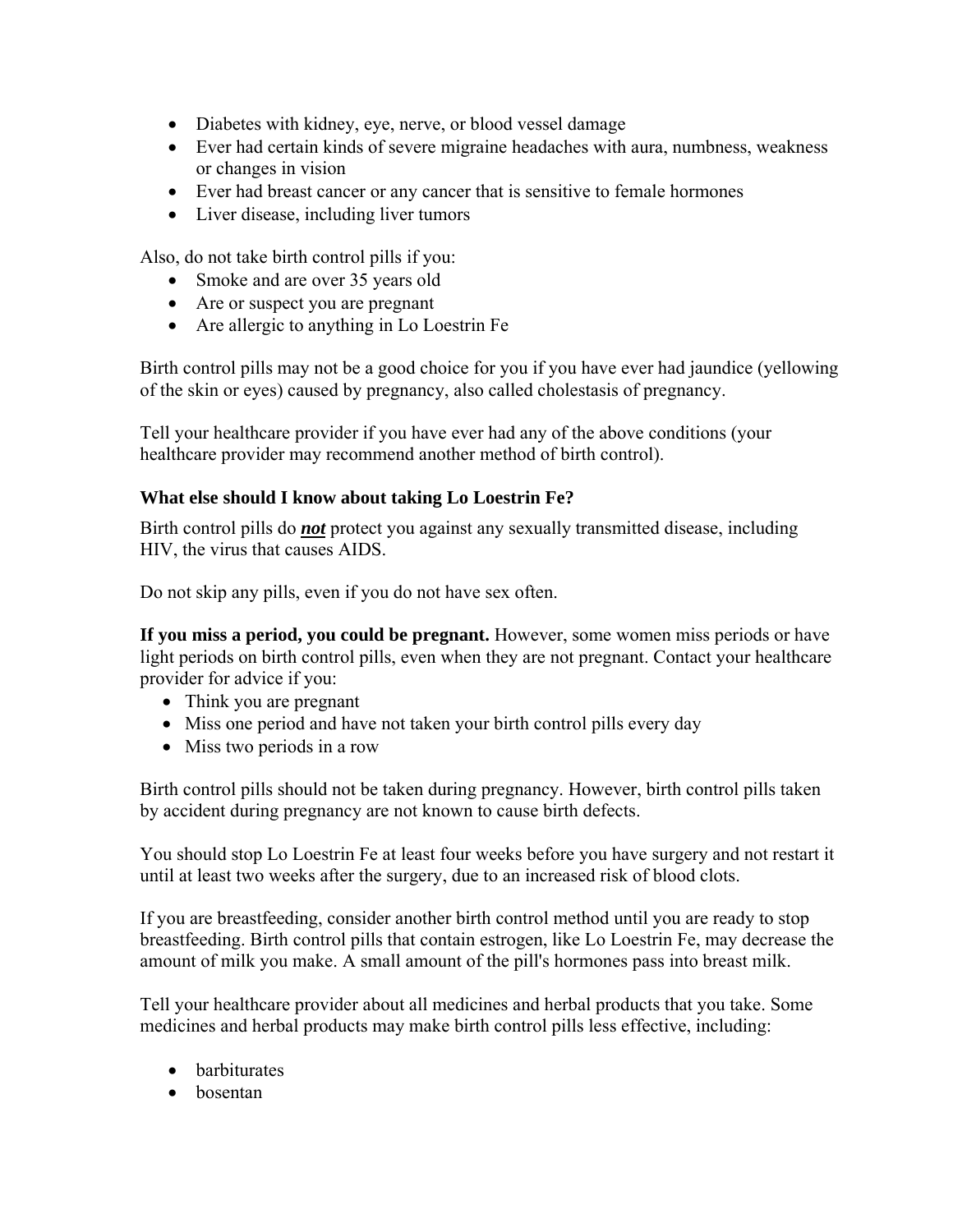- Diabetes with kidney, eye, nerve, or blood vessel damage
- Ever had certain kinds of severe migraine headaches with aura, numbness, weakness or changes in vision
- Ever had breast cancer or any cancer that is sensitive to female hormones
- Liver disease, including liver tumors

Also, do not take birth control pills if you:

- Smoke and are over 35 years old
- Are or suspect you are pregnant
- Are allergic to anything in Lo Loestrin Fe

Birth control pills may not be a good choice for you if you have ever had jaundice (yellowing of the skin or eyes) caused by pregnancy, also called cholestasis of pregnancy.

Tell your healthcare provider if you have ever had any of the above conditions (your healthcare provider may recommend another method of birth control).

### What else should I know about taking Lo Loestrin Fe?

Birth control pills do ***not*** protect you against any sexually transmitted disease, including HIV, the virus that causes AIDS.

Do not skip any pills, even if you do not have sex often.

**If you miss a period, you could be pregnant.** However, some women miss periods or have light periods on birth control pills, even when they are not pregnant. Contact your healthcare provider for advice if you:

- Think you are pregnant
- Miss one period and have not taken your birth control pills every day
- Miss two periods in a row

Birth control pills should not be taken during pregnancy. However, birth control pills taken by accident during pregnancy are not known to cause birth defects.

You should stop Lo Loestrin Fe at least four weeks before you have surgery and not restart it until at least two weeks after the surgery, due to an increased risk of blood clots.

If you are breastfeeding, consider another birth control method until you are ready to stop breastfeeding. Birth control pills that contain estrogen, like Lo Loestrin Fe, may decrease the amount of milk you make. A small amount of the pill's hormones pass into breast milk.

Tell your healthcare provider about all medicines and herbal products that you take. Some medicines and herbal products may make birth control pills less effective, including:

- barbiturates
- bosentan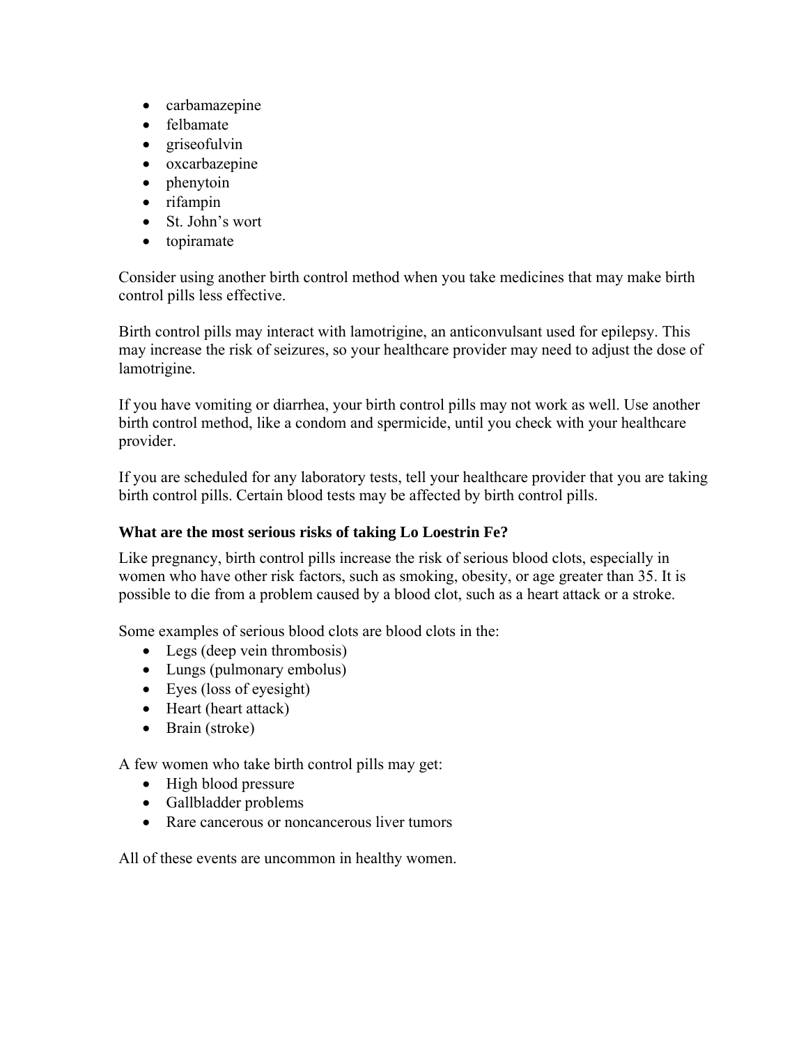- carbamazepine
- felbamate
- griseofulvin
- oxcarbazepine
- phenytoin
- rifampin
- St. John's wort
- topiramate

Consider using another birth control method when you take medicines that may make birth control pills less effective.

Birth control pills may interact with lamotrigine, an anticonvulsant used for epilepsy. This may increase the risk of seizures, so your healthcare provider may need to adjust the dose of lamotrigine.

If you have vomiting or diarrhea, your birth control pills may not work as well. Use another birth control method, like a condom and spermicide, until you check with your healthcare provider.

If you are scheduled for any laboratory tests, tell your healthcare provider that you are taking birth control pills. Certain blood tests may be affected by birth control pills.

**What are the most serious risks of taking Lo Loestrin Fe?**

Like pregnancy, birth control pills increase the risk of serious blood clots, especially in women who have other risk factors, such as smoking, obesity, or age greater than 35. It is possible to die from a problem caused by a blood clot, such as a heart attack or a stroke.

Some examples of serious blood clots are blood clots in the:

- Legs (deep vein thrombosis)
- Lungs (pulmonary embolus)
- Eyes (loss of eyesight)
- Heart (heart attack)
- Brain (stroke)

A few women who take birth control pills may get:

- High blood pressure
- Gallbladder problems
- Rare cancerous or noncancerous liver tumors

All of these events are uncommon in healthy women.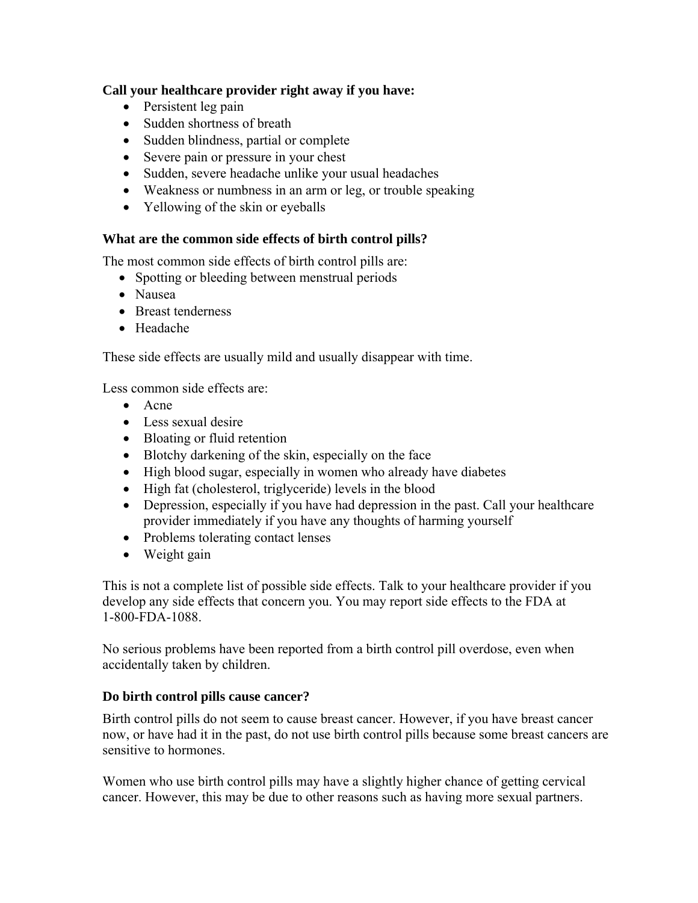**Call your healthcare provider right away if you have:**

- Persistent leg pain
- Sudden shortness of breath
- Sudden blindness, partial or complete
- Severe pain or pressure in your chest
- Sudden, severe headache unlike your usual headaches
- Weakness or numbness in an arm or leg, or trouble speaking
- Yellowing of the skin or eyeballs

### What are the common side effects of birth control pills?

The most common side effects of birth control pills are:

- Spotting or bleeding between menstrual periods
- Nausea
- Breast tenderness
- Headache

These side effects are usually mild and usually disappear with time.

Less common side effects are:

- Acne
- Less sexual desire
- Bloating or fluid retention
- Blotchy darkening of the skin, especially on the face
- High blood sugar, especially in women who already have diabetes
- High fat (cholesterol, triglyceride) levels in the blood
- Depression, especially if you have had depression in the past. Call your healthcare provider immediately if you have any thoughts of harming yourself
- Problems tolerating contact lenses
- Weight gain

This is not a complete list of possible side effects. Talk to your healthcare provider if you develop any side effects that concern you. You may report side effects to the FDA at 1-800-FDA-1088.

No serious problems have been reported from a birth control pill overdose, even when accidentally taken by children.

### Do birth control pills cause cancer?

Birth control pills do not seem to cause breast cancer. However, if you have breast cancer now, or have had it in the past, do not use birth control pills because some breast cancers are sensitive to hormones.

Women who use birth control pills may have a slightly higher chance of getting cervical cancer. However, this may be due to other reasons such as having more sexual partners.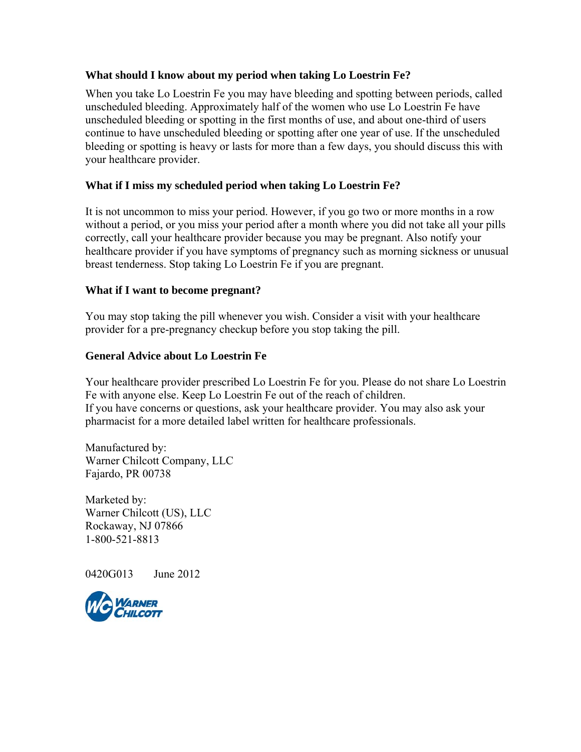### What should I know about my period when taking Lo Loestrin Fe?

When you take Lo Loestrin Fe you may have bleeding and spotting between periods, called unscheduled bleeding. Approximately half of the women who use Lo Loestrin Fe have unscheduled bleeding or spotting in the first months of use, and about one-third of users continue to have unscheduled bleeding or spotting after one year of use. If the unscheduled bleeding or spotting is heavy or lasts for more than a few days, you should discuss this with your healthcare provider.

### What if I miss my scheduled period when taking Lo Loestrin Fe?

It is not uncommon to miss your period. However, if you go two or more months in a row without a period, or you miss your period after a month where you did not take all your pills correctly, call your healthcare provider because you may be pregnant. Also notify your healthcare provider if you have symptoms of pregnancy such as morning sickness or unusual breast tenderness. Stop taking Lo Loestrin Fe if you are pregnant.

### What if I want to become pregnant?

You may stop taking the pill whenever you wish. Consider a visit with your healthcare provider for a pre-pregnancy checkup before you stop taking the pill.

### General Advice about Lo Loestrin Fe

Your healthcare provider prescribed Lo Loestrin Fe for you. Please do not share Lo Loestrin Fe with anyone else. Keep Lo Loestrin Fe out of the reach of children.
If you have concerns or questions, ask your healthcare provider. You may also ask your pharmacist for a more detailed label written for healthcare professionals.

Manufactured by:
Warner Chilcott Company, LLC
Fajardo, PR 00738

Marketed by:
Warner Chilcott (US), LLC
Rockaway, NJ 07866
1-800-521-8813

0420G013 June 2012

WC Warner Chilcott